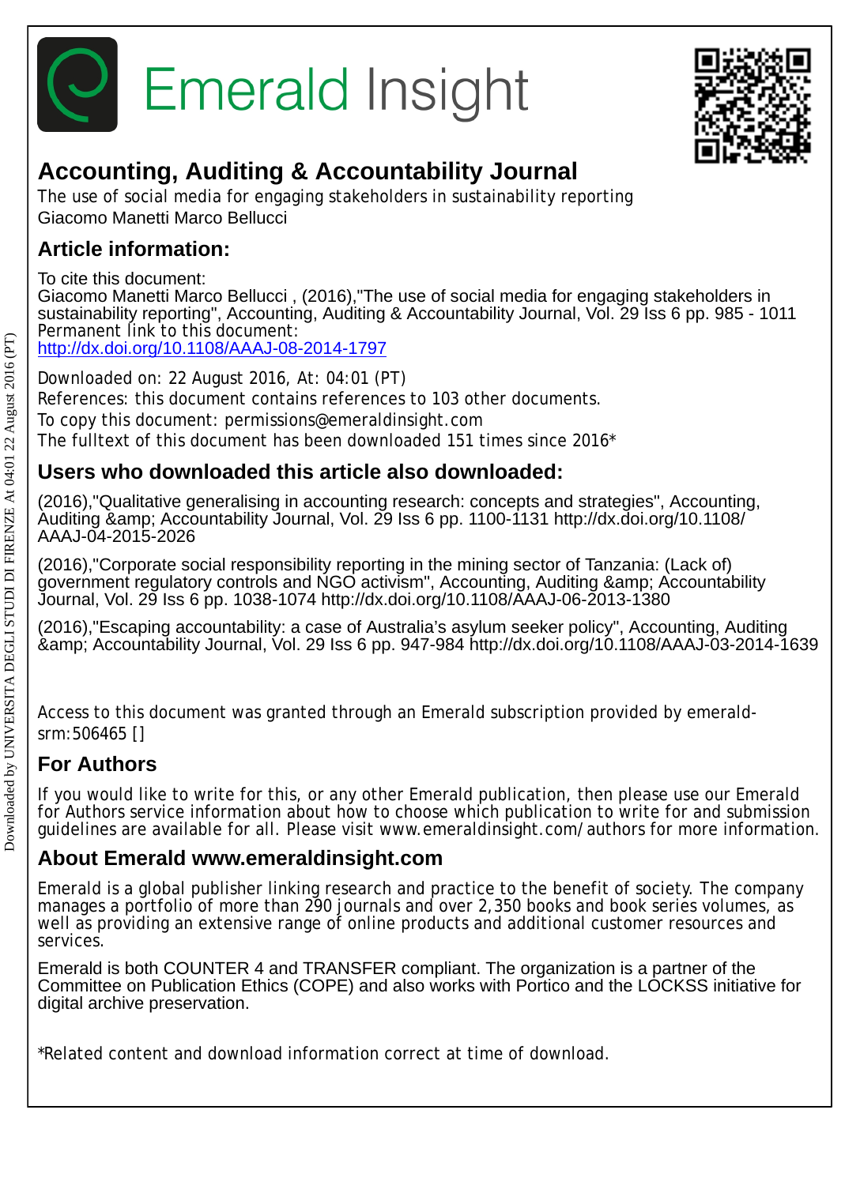# Emerald Insight

## Accounting, Auditing & Accountability Journal

The use of social media for engaging stakeholders in sustainability reporting
Giacomo Manetti Marco Bellucci

## Article information:

To cite this document:
Giacomo Manetti Marco Bellucci , (2016),"The use of social media for engaging stakeholders in sustainability reporting", Accounting, Auditing & Accountability Journal, Vol. 29 Iss 6 pp. 985 - 1011
Permanent link to this document:
http://dx.doi.org/10.1108/AAAJ-08-2014-1797

Downloaded on: 22 August 2016, At: 04:01 (PT)
References: this document contains references to 103 other documents.
To copy this document: permissions@emeraldinsight.com
The fulltext of this document has been downloaded 151 times since 2016*

## Users who downloaded this article also downloaded:

(2016),"Qualitative generalising in accounting research: concepts and strategies", Accounting, Auditing &amp; Accountability Journal, Vol. 29 Iss 6 pp. 1100-1131 http://dx.doi.org/10.1108/AAAJ-04-2015-2026

(2016),"Corporate social responsibility reporting in the mining sector of Tanzania: (Lack of) government regulatory controls and NGO activism", Accounting, Auditing &amp; Accountability Journal, Vol. 29 Iss 6 pp. 1038-1074 http://dx.doi.org/10.1108/AAAJ-06-2013-1380

(2016),"Escaping accountability: a case of Australia's asylum seeker policy", Accounting, Auditing &amp; Accountability Journal, Vol. 29 Iss 6 pp. 947-984 http://dx.doi.org/10.1108/AAAJ-03-2014-1639

Access to this document was granted through an Emerald subscription provided by emerald-srm:506465 []

## For Authors

If you would like to write for this, or any other Emerald publication, then please use our Emerald for Authors service information about how to choose which publication to write for and submission guidelines are available for all. Please visit www.emeraldinsight.com/authors for more information.

## About Emerald www.emeraldinsight.com

Emerald is a global publisher linking research and practice to the benefit of society. The company manages a portfolio of more than 290 journals and over 2,350 books and book series volumes, as well as providing an extensive range of online products and additional customer resources and services.

Emerald is both COUNTER 4 and TRANSFER compliant. The organization is a partner of the Committee on Publication Ethics (COPE) and also works with Portico and the LOCKSS initiative for digital archive preservation.

*Related content and download information correct at time of download.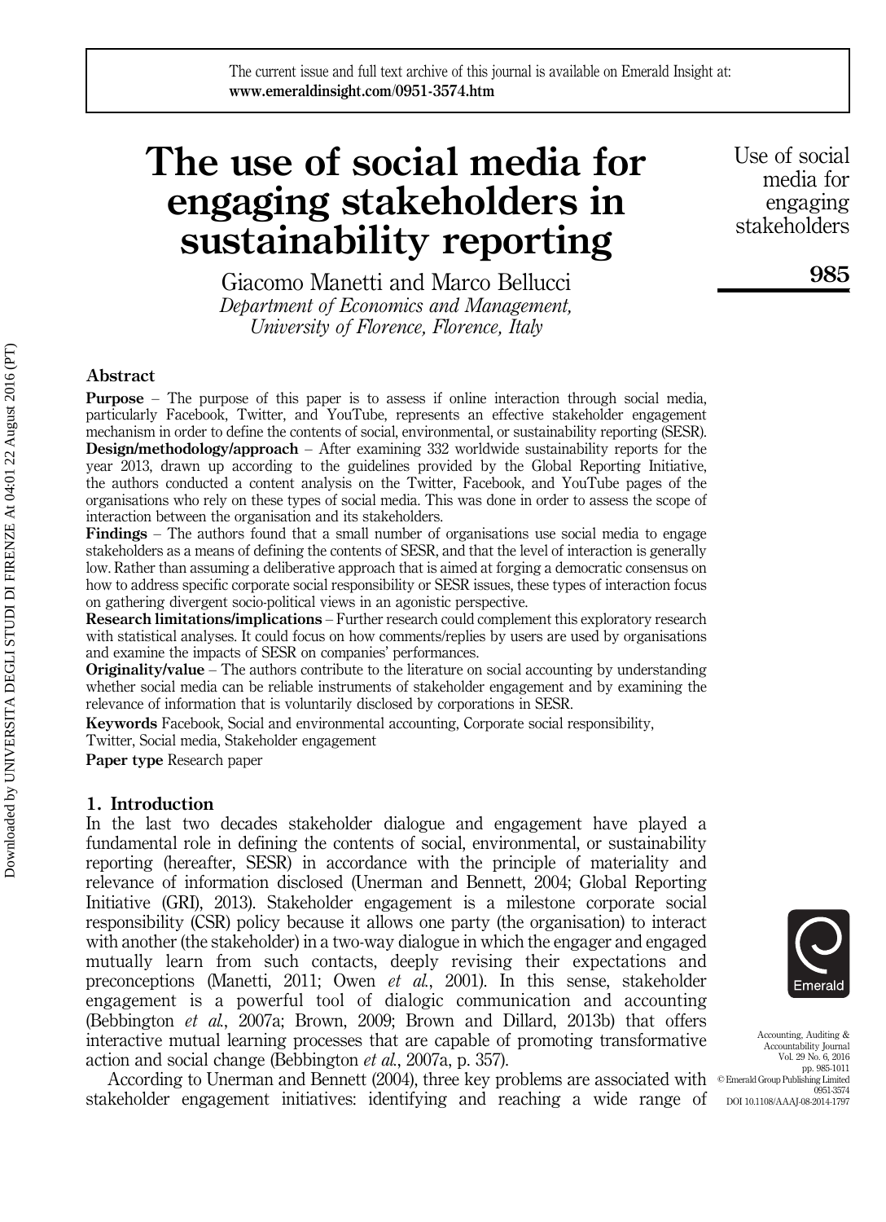# The use of social media for engaging stakeholders in sustainability reporting

Giacomo Manetti and Marco Bellucci
*Department of Economics and Management, University of Florence, Florence, Italy*

## Abstract

**Purpose** – The purpose of this paper is to assess if online interaction through social media, particularly Facebook, Twitter, and YouTube, represents an effective stakeholder engagement mechanism in order to define the contents of social, environmental, or sustainability reporting (SESR).

**Design/methodology/approach** – After examining 332 worldwide sustainability reports for the year 2013, drawn up according to the guidelines provided by the Global Reporting Initiative, the authors conducted a content analysis on the Twitter, Facebook, and YouTube pages of the organisations who rely on these types of social media. This was done in order to assess the scope of interaction between the organisation and its stakeholders.

**Findings** – The authors found that a small number of organisations use social media to engage stakeholders as a means of defining the contents of SESR, and that the level of interaction is generally low. Rather than assuming a deliberative approach that is aimed at forging a democratic consensus on how to address specific corporate social responsibility or SESR issues, these types of interaction focus on gathering divergent socio-political views in an agonistic perspective.

**Research limitations/implications** – Further research could complement this exploratory research with statistical analyses. It could focus on how comments/replies by users are used by organisations and examine the impacts of SESR on companies' performances.

**Originality/value** – The authors contribute to the literature on social accounting by understanding whether social media can be reliable instruments of stakeholder engagement and by examining the relevance of information that is voluntarily disclosed by corporations in SESR.

**Keywords** Facebook, Social and environmental accounting, Corporate social responsibility, Twitter, Social media, Stakeholder engagement

**Paper type** Research paper

## 1. Introduction

In the last two decades stakeholder dialogue and engagement have played a fundamental role in defining the contents of social, environmental, or sustainability reporting (hereafter, SESR) in accordance with the principle of materiality and relevance of information disclosed (Unerman and Bennett, 2004; Global Reporting Initiative (GRI), 2013). Stakeholder engagement is a milestone corporate social responsibility (CSR) policy because it allows one party (the organisation) to interact with another (the stakeholder) in a two-way dialogue in which the engager and engaged mutually learn from such contacts, deeply revising their expectations and preconceptions (Manetti, 2011; Owen *et al.*, 2001). In this sense, stakeholder engagement is a powerful tool of dialogic communication and accounting (Bebbington *et al.*, 2007a; Brown, 2009; Brown and Dillard, 2013b) that offers interactive mutual learning processes that are capable of promoting transformative action and social change (Bebbington *et al.*, 2007a, p. 357).

According to Unerman and Bennett (2004), three key problems are associated with stakeholder engagement initiatives: identifying and reaching a wide range of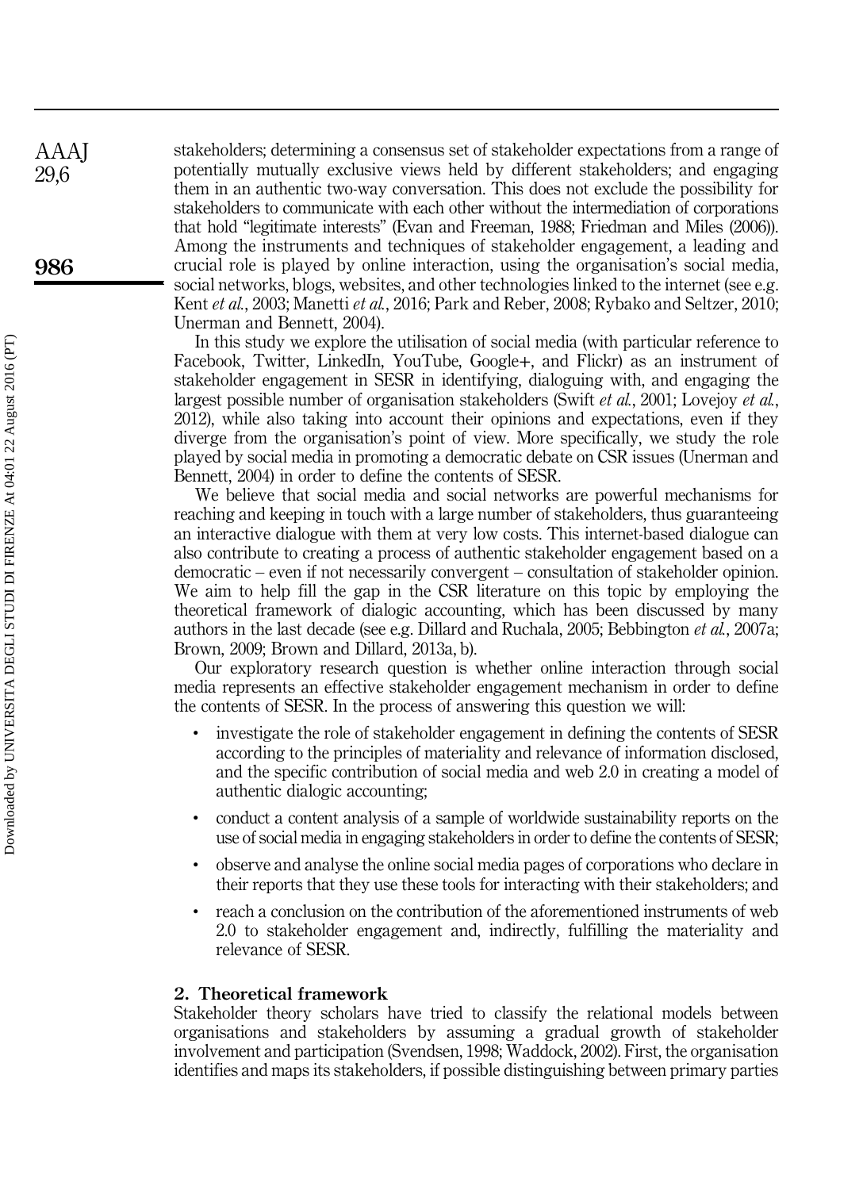stakeholders; determining a consensus set of stakeholder expectations from a range of potentially mutually exclusive views held by different stakeholders; and engaging them in an authentic two-way conversation. This does not exclude the possibility for stakeholders to communicate with each other without the intermediation of corporations that hold "legitimate interests" (Evan and Freeman, 1988; Friedman and Miles (2006)). Among the instruments and techniques of stakeholder engagement, a leading and crucial role is played by online interaction, using the organisation's social media, social networks, blogs, websites, and other technologies linked to the internet (see e.g. Kent *et al.*, 2003; Manetti *et al.*, 2016; Park and Reber, 2008; Rybako and Seltzer, 2010; Unerman and Bennett, 2004).

In this study we explore the utilisation of social media (with particular reference to Facebook, Twitter, LinkedIn, YouTube, Google+, and Flickr) as an instrument of stakeholder engagement in SESR in identifying, dialoguing with, and engaging the largest possible number of organisation stakeholders (Swift *et al.*, 2001; Lovejoy *et al.*, 2012), while also taking into account their opinions and expectations, even if they diverge from the organisation's point of view. More specifically, we study the role played by social media in promoting a democratic debate on CSR issues (Unerman and Bennett, 2004) in order to define the contents of SESR.

We believe that social media and social networks are powerful mechanisms for reaching and keeping in touch with a large number of stakeholders, thus guaranteeing an interactive dialogue with them at very low costs. This internet-based dialogue can also contribute to creating a process of authentic stakeholder engagement based on a democratic – even if not necessarily convergent – consultation of stakeholder opinion. We aim to help fill the gap in the CSR literature on this topic by employing the theoretical framework of dialogic accounting, which has been discussed by many authors in the last decade (see e.g. Dillard and Ruchala, 2005; Bebbington *et al.*, 2007a; Brown, 2009; Brown and Dillard, 2013a, b).

Our exploratory research question is whether online interaction through social media represents an effective stakeholder engagement mechanism in order to define the contents of SESR. In the process of answering this question we will:

- investigate the role of stakeholder engagement in defining the contents of SESR according to the principles of materiality and relevance of information disclosed, and the specific contribution of social media and web 2.0 in creating a model of authentic dialogic accounting;
- conduct a content analysis of a sample of worldwide sustainability reports on the use of social media in engaging stakeholders in order to define the contents of SESR;
- observe and analyse the online social media pages of corporations who declare in their reports that they use these tools for interacting with their stakeholders; and
- reach a conclusion on the contribution of the aforementioned instruments of web 2.0 to stakeholder engagement and, indirectly, fulfilling the materiality and relevance of SESR.

## 2. Theoretical framework

Stakeholder theory scholars have tried to classify the relational models between organisations and stakeholders by assuming a gradual growth of stakeholder involvement and participation (Svendsen, 1998; Waddock, 2002). First, the organisation identifies and maps its stakeholders, if possible distinguishing between primary parties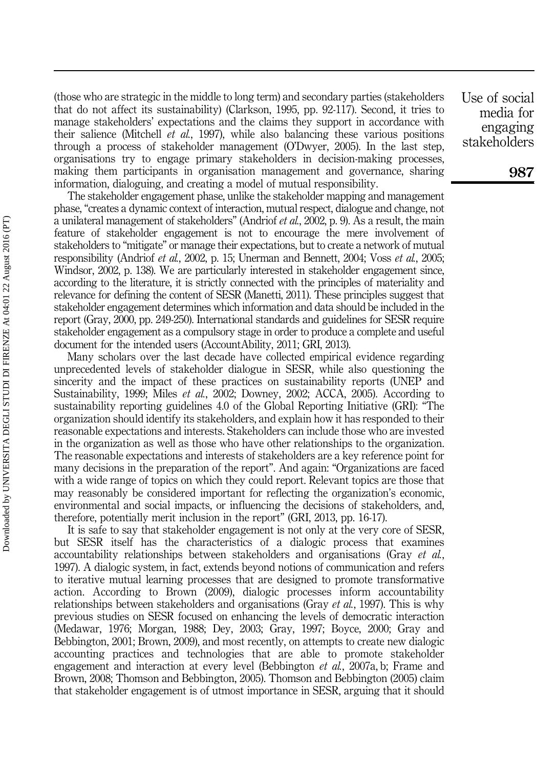(those who are strategic in the middle to long term) and secondary parties (stakeholders that do not affect its sustainability) (Clarkson, 1995, pp. 92-117). Second, it tries to manage stakeholders' expectations and the claims they support in accordance with their salience (Mitchell *et al.*, 1997), while also balancing these various positions through a process of stakeholder management (O'Dwyer, 2005). In the last step, organisations try to engage primary stakeholders in decision-making processes, making them participants in organisation management and governance, sharing information, dialoguing, and creating a model of mutual responsibility.

The stakeholder engagement phase, unlike the stakeholder mapping and management phase, "creates a dynamic context of interaction, mutual respect, dialogue and change, not a unilateral management of stakeholders" (Andriof *et al.*, 2002, p. 9). As a result, the main feature of stakeholder engagement is not to encourage the mere involvement of stakeholders to "mitigate" or manage their expectations, but to create a network of mutual responsibility (Andriof *et al.*, 2002, p. 15; Unerman and Bennett, 2004; Voss *et al.*, 2005; Windsor, 2002, p. 138). We are particularly interested in stakeholder engagement since, according to the literature, it is strictly connected with the principles of materiality and relevance for defining the content of SESR (Manetti, 2011). These principles suggest that stakeholder engagement determines which information and data should be included in the report (Gray, 2000, pp. 249-250). International standards and guidelines for SESR require stakeholder engagement as a compulsory stage in order to produce a complete and useful document for the intended users (AccountAbility, 2011; GRI, 2013).

Many scholars over the last decade have collected empirical evidence regarding unprecedented levels of stakeholder dialogue in SESR, while also questioning the sincerity and the impact of these practices on sustainability reports (UNEP and Sustainability, 1999; Miles *et al.*, 2002; Downey, 2002; ACCA, 2005). According to sustainability reporting guidelines 4.0 of the Global Reporting Initiative (GRI): "The organization should identify its stakeholders, and explain how it has responded to their reasonable expectations and interests. Stakeholders can include those who are invested in the organization as well as those who have other relationships to the organization. The reasonable expectations and interests of stakeholders are a key reference point for many decisions in the preparation of the report". And again: "Organizations are faced with a wide range of topics on which they could report. Relevant topics are those that may reasonably be considered important for reflecting the organization's economic, environmental and social impacts, or influencing the decisions of stakeholders, and, therefore, potentially merit inclusion in the report" (GRI, 2013, pp. 16-17).

It is safe to say that stakeholder engagement is not only at the very core of SESR, but SESR itself has the characteristics of a dialogic process that examines accountability relationships between stakeholders and organisations (Gray *et al.*, 1997). A dialogic system, in fact, extends beyond notions of communication and refers to iterative mutual learning processes that are designed to promote transformative action. According to Brown (2009), dialogic processes inform accountability relationships between stakeholders and organisations (Gray *et al.*, 1997). This is why previous studies on SESR focused on enhancing the levels of democratic interaction (Medawar, 1976; Morgan, 1988; Dey, 2003; Gray, 1997; Boyce, 2000; Gray and Bebbington, 2001; Brown, 2009), and most recently, on attempts to create new dialogic accounting practices and technologies that are able to promote stakeholder engagement and interaction at every level (Bebbington *et al.*, 2007a, b; Frame and Brown, 2008; Thomson and Bebbington, 2005). Thomson and Bebbington (2005) claim that stakeholder engagement is of utmost importance in SESR, arguing that it should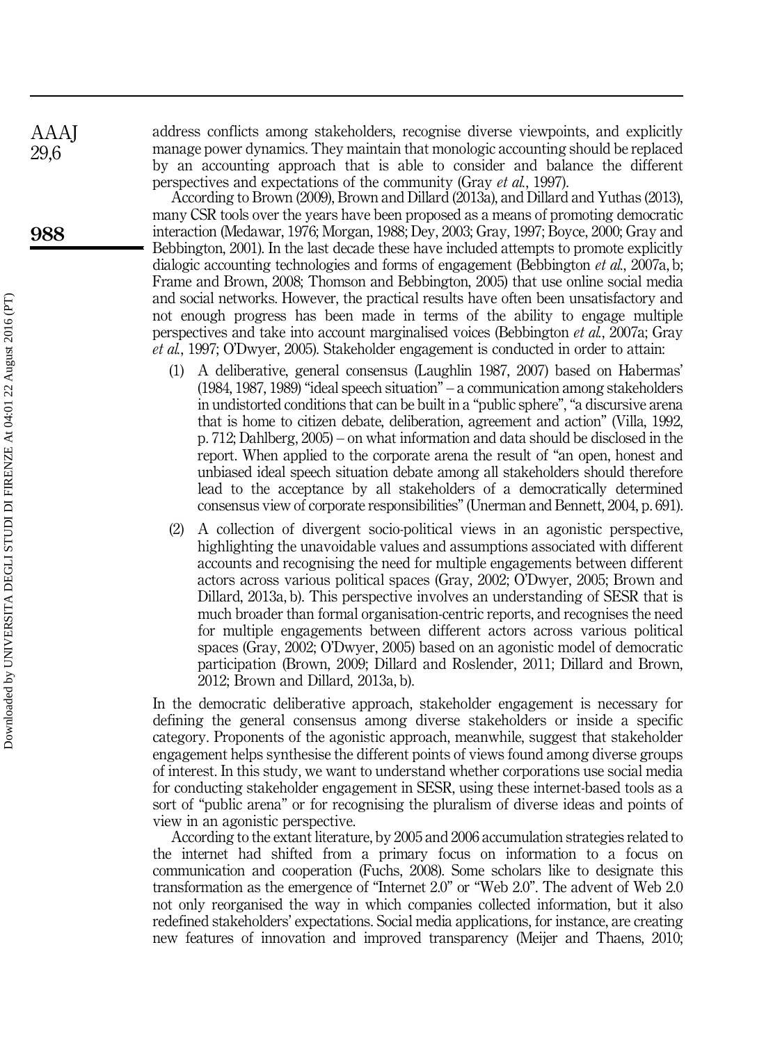address conflicts among stakeholders, recognise diverse viewpoints, and explicitly manage power dynamics. They maintain that monologic accounting should be replaced by an accounting approach that is able to consider and balance the different perspectives and expectations of the community (Gray *et al.*, 1997).

According to Brown (2009), Brown and Dillard (2013a), and Dillard and Yuthas (2013), many CSR tools over the years have been proposed as a means of promoting democratic interaction (Medawar, 1976; Morgan, 1988; Dey, 2003; Gray, 1997; Boyce, 2000; Gray and Bebbington, 2001). In the last decade these have included attempts to promote explicitly dialogic accounting technologies and forms of engagement (Bebbington *et al.*, 2007a, b; Frame and Brown, 2008; Thomson and Bebbington, 2005) that use online social media and social networks. However, the practical results have often been unsatisfactory and not enough progress has been made in terms of the ability to engage multiple perspectives and take into account marginalised voices (Bebbington *et al.*, 2007a; Gray *et al.*, 1997; O'Dwyer, 2005). Stakeholder engagement is conducted in order to attain:

1. A deliberative, general consensus (Laughlin 1987, 2007) based on Habermas' (1984, 1987, 1989) "ideal speech situation" – a communication among stakeholders in undistorted conditions that can be built in a "public sphere", "a discursive arena that is home to citizen debate, deliberation, agreement and action" (Villa, 1992, p. 712; Dahlberg, 2005) – on what information and data should be disclosed in the report. When applied to the corporate arena the result of "an open, honest and unbiased ideal speech situation debate among all stakeholders should therefore lead to the acceptance by all stakeholders of a democratically determined consensus view of corporate responsibilities" (Unerman and Bennett, 2004, p. 691).
2. A collection of divergent socio-political views in an agonistic perspective, highlighting the unavoidable values and assumptions associated with different accounts and recognising the need for multiple engagements between different actors across various political spaces (Gray, 2002; O'Dwyer, 2005; Brown and Dillard, 2013a, b). This perspective involves an understanding of SESR that is much broader than formal organisation-centric reports, and recognises the need for multiple engagements between different actors across various political spaces (Gray, 2002; O'Dwyer, 2005) based on an agonistic model of democratic participation (Brown, 2009; Dillard and Roslender, 2011; Dillard and Brown, 2012; Brown and Dillard, 2013a, b).

In the democratic deliberative approach, stakeholder engagement is necessary for defining the general consensus among diverse stakeholders or inside a specific category. Proponents of the agonistic approach, meanwhile, suggest that stakeholder engagement helps synthesise the different points of views found among diverse groups of interest. In this study, we want to understand whether corporations use social media for conducting stakeholder engagement in SESR, using these internet-based tools as a sort of "public arena" or for recognising the pluralism of diverse ideas and points of view in an agonistic perspective.

According to the extant literature, by 2005 and 2006 accumulation strategies related to the internet had shifted from a primary focus on information to a focus on communication and cooperation (Fuchs, 2008). Some scholars like to designate this transformation as the emergence of "Internet 2.0" or "Web 2.0". The advent of Web 2.0 not only reorganised the way in which companies collected information, but it also redefined stakeholders' expectations. Social media applications, for instance, are creating new features of innovation and improved transparency (Meijer and Thaens, 2010;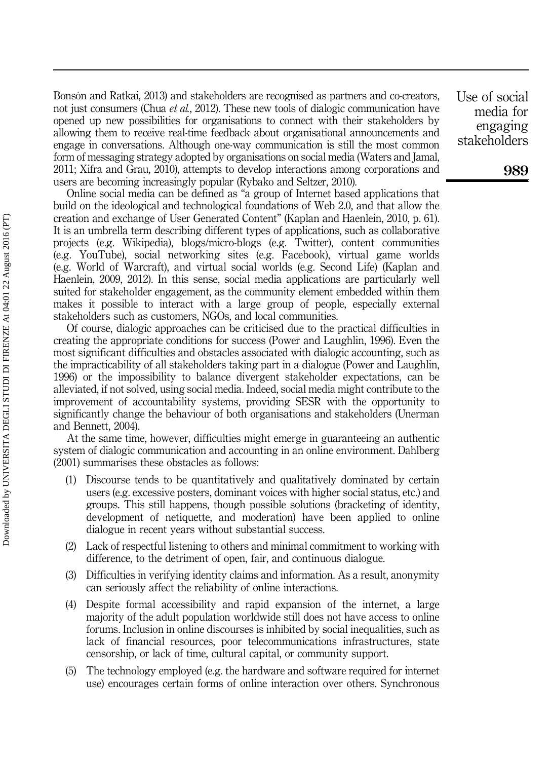Bonsón and Ratkai, 2013) and stakeholders are recognised as partners and co-creators, not just consumers (Chua *et al.*, 2012). These new tools of dialogic communication have opened up new possibilities for organisations to connect with their stakeholders by allowing them to receive real-time feedback about organisational announcements and engage in conversations. Although one-way communication is still the most common form of messaging strategy adopted by organisations on social media (Waters and Jamal, 2011; Xifra and Grau, 2010), attempts to develop interactions among corporations and users are becoming increasingly popular (Rybako and Seltzer, 2010).

Online social media can be defined as "a group of Internet based applications that build on the ideological and technological foundations of Web 2.0, and that allow the creation and exchange of User Generated Content" (Kaplan and Haenlein, 2010, p. 61). It is an umbrella term describing different types of applications, such as collaborative projects (e.g. Wikipedia), blogs/micro-blogs (e.g. Twitter), content communities (e.g. YouTube), social networking sites (e.g. Facebook), virtual game worlds (e.g. World of Warcraft), and virtual social worlds (e.g. Second Life) (Kaplan and Haenlein, 2009, 2012). In this sense, social media applications are particularly well suited for stakeholder engagement, as the community element embedded within them makes it possible to interact with a large group of people, especially external stakeholders such as customers, NGOs, and local communities.

Of course, dialogic approaches can be criticised due to the practical difficulties in creating the appropriate conditions for success (Power and Laughlin, 1996). Even the most significant difficulties and obstacles associated with dialogic accounting, such as the impracticability of all stakeholders taking part in a dialogue (Power and Laughlin, 1996) or the impossibility to balance divergent stakeholder expectations, can be alleviated, if not solved, using social media. Indeed, social media might contribute to the improvement of accountability systems, providing SESR with the opportunity to significantly change the behaviour of both organisations and stakeholders (Unerman and Bennett, 2004).

At the same time, however, difficulties might emerge in guaranteeing an authentic system of dialogic communication and accounting in an online environment. Dahlberg (2001) summarises these obstacles as follows:

(1) Discourse tends to be quantitatively and qualitatively dominated by certain users (e.g. excessive posters, dominant voices with higher social status, etc.) and groups. This still happens, though possible solutions (bracketing of identity, development of netiquette, and moderation) have been applied to online dialogue in recent years without substantial success.

(2) Lack of respectful listening to others and minimal commitment to working with difference, to the detriment of open, fair, and continuous dialogue.

(3) Difficulties in verifying identity claims and information. As a result, anonymity can seriously affect the reliability of online interactions.

(4) Despite formal accessibility and rapid expansion of the internet, a large majority of the adult population worldwide still does not have access to online forums. Inclusion in online discourses is inhibited by social inequalities, such as lack of financial resources, poor telecommunications infrastructures, state censorship, or lack of time, cultural capital, or community support.

(5) The technology employed (e.g. the hardware and software required for internet use) encourages certain forms of online interaction over others. Synchronous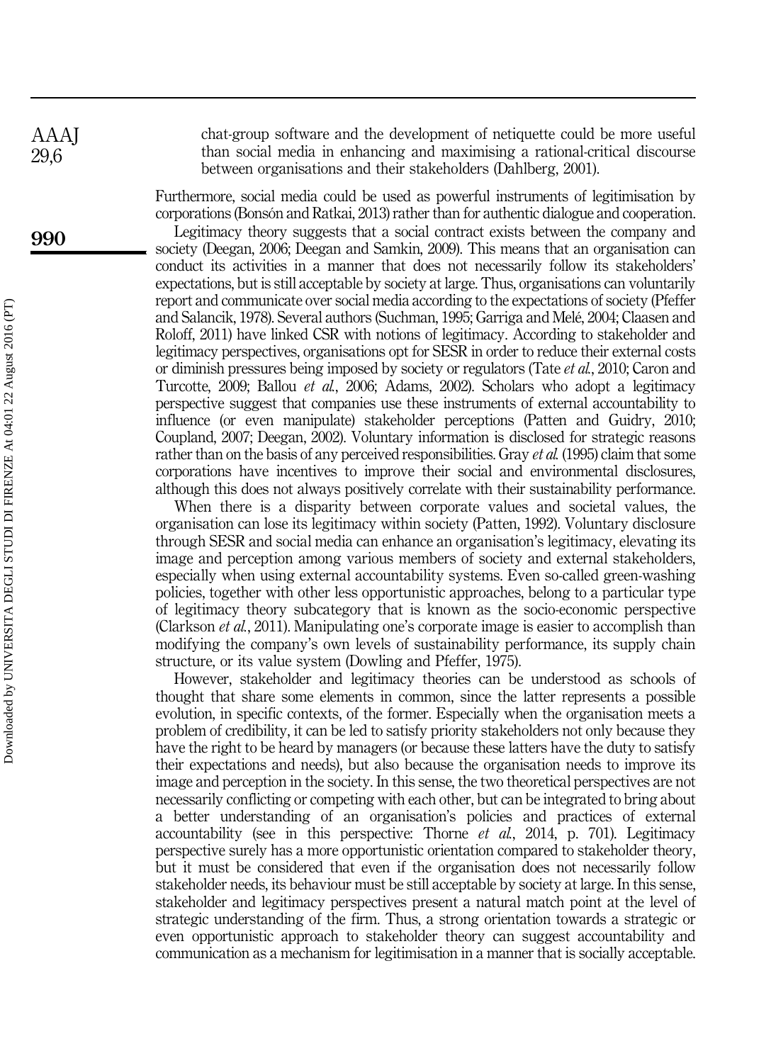chat-group software and the development of netiquette could be more useful than social media in enhancing and maximising a rational-critical discourse between organisations and their stakeholders (Dahlberg, 2001).

Furthermore, social media could be used as powerful instruments of legitimisation by corporations (Bonsón and Ratkai, 2013) rather than for authentic dialogue and cooperation.

Legitimacy theory suggests that a social contract exists between the company and society (Deegan, 2006; Deegan and Samkin, 2009). This means that an organisation can conduct its activities in a manner that does not necessarily follow its stakeholders' expectations, but is still acceptable by society at large. Thus, organisations can voluntarily report and communicate over social media according to the expectations of society (Pfeffer and Salancik, 1978). Several authors (Suchman, 1995; Garriga and Melé, 2004; Claasen and Roloff, 2011) have linked CSR with notions of legitimacy. According to stakeholder and legitimacy perspectives, organisations opt for SESR in order to reduce their external costs or diminish pressures being imposed by society or regulators (Tate *et al.*, 2010; Caron and Turcotte, 2009; Ballou *et al.*, 2006; Adams, 2002). Scholars who adopt a legitimacy perspective suggest that companies use these instruments of external accountability to influence (or even manipulate) stakeholder perceptions (Patten and Guidry, 2010; Coupland, 2007; Deegan, 2002). Voluntary information is disclosed for strategic reasons rather than on the basis of any perceived responsibilities. Gray *et al.* (1995) claim that some corporations have incentives to improve their social and environmental disclosures, although this does not always positively correlate with their sustainability performance.

When there is a disparity between corporate values and societal values, the organisation can lose its legitimacy within society (Patten, 1992). Voluntary disclosure through SESR and social media can enhance an organisation's legitimacy, elevating its image and perception among various members of society and external stakeholders, especially when using external accountability systems. Even so-called green-washing policies, together with other less opportunistic approaches, belong to a particular type of legitimacy theory subcategory that is known as the socio-economic perspective (Clarkson *et al.*, 2011). Manipulating one's corporate image is easier to accomplish than modifying the company's own levels of sustainability performance, its supply chain structure, or its value system (Dowling and Pfeffer, 1975).

However, stakeholder and legitimacy theories can be understood as schools of thought that share some elements in common, since the latter represents a possible evolution, in specific contexts, of the former. Especially when the organisation meets a problem of credibility, it can be led to satisfy priority stakeholders not only because they have the right to be heard by managers (or because these latters have the duty to satisfy their expectations and needs), but also because the organisation needs to improve its image and perception in the society. In this sense, the two theoretical perspectives are not necessarily conflicting or competing with each other, but can be integrated to bring about a better understanding of an organisation's policies and practices of external accountability (see in this perspective: Thorne *et al.*, 2014, p. 701). Legitimacy perspective surely has a more opportunistic orientation compared to stakeholder theory, but it must be considered that even if the organisation does not necessarily follow stakeholder needs, its behaviour must be still acceptable by society at large. In this sense, stakeholder and legitimacy perspectives present a natural match point at the level of strategic understanding of the firm. Thus, a strong orientation towards a strategic or even opportunistic approach to stakeholder theory can suggest accountability and communication as a mechanism for legitimisation in a manner that is socially acceptable.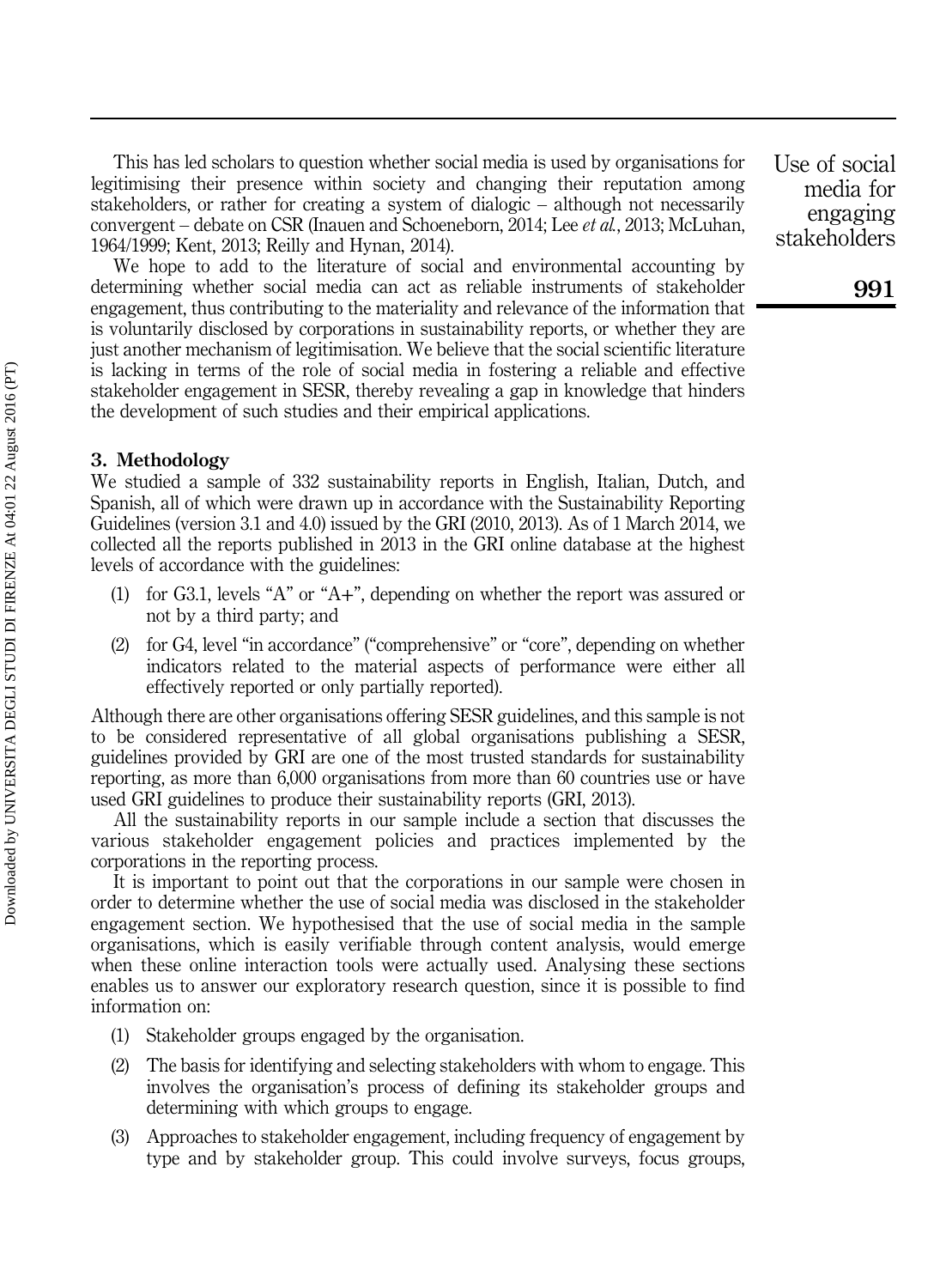This has led scholars to question whether social media is used by organisations for legitimising their presence within society and changing their reputation among stakeholders, or rather for creating a system of dialogic – although not necessarily convergent – debate on CSR (Inauen and Schoeneborn, 2014; Lee *et al.*, 2013; McLuhan, 1964/1999; Kent, 2013; Reilly and Hynan, 2014).

We hope to add to the literature of social and environmental accounting by determining whether social media can act as reliable instruments of stakeholder engagement, thus contributing to the materiality and relevance of the information that is voluntarily disclosed by corporations in sustainability reports, or whether they are just another mechanism of legitimisation. We believe that the social scientific literature is lacking in terms of the role of social media in fostering a reliable and effective stakeholder engagement in SESR, thereby revealing a gap in knowledge that hinders the development of such studies and their empirical applications.

## 3. Methodology

We studied a sample of 332 sustainability reports in English, Italian, Dutch, and Spanish, all of which were drawn up in accordance with the Sustainability Reporting Guidelines (version 3.1 and 4.0) issued by the GRI (2010, 2013). As of 1 March 2014, we collected all the reports published in 2013 in the GRI online database at the highest levels of accordance with the guidelines:

(1) for G3.1, levels "A" or "A+", depending on whether the report was assured or not by a third party; and

(2) for G4, level "in accordance" ("comprehensive" or "core", depending on whether indicators related to the material aspects of performance were either all effectively reported or only partially reported).

Although there are other organisations offering SESR guidelines, and this sample is not to be considered representative of all global organisations publishing a SESR, guidelines provided by GRI are one of the most trusted standards for sustainability reporting, as more than 6,000 organisations from more than 60 countries use or have used GRI guidelines to produce their sustainability reports (GRI, 2013).

All the sustainability reports in our sample include a section that discusses the various stakeholder engagement policies and practices implemented by the corporations in the reporting process.

It is important to point out that the corporations in our sample were chosen in order to determine whether the use of social media was disclosed in the stakeholder engagement section. We hypothesised that the use of social media in the sample organisations, which is easily verifiable through content analysis, would emerge when these online interaction tools were actually used. Analysing these sections enables us to answer our exploratory research question, since it is possible to find information on:

(1) Stakeholder groups engaged by the organisation.

(2) The basis for identifying and selecting stakeholders with whom to engage. This involves the organisation's process of defining its stakeholder groups and determining with which groups to engage.

(3) Approaches to stakeholder engagement, including frequency of engagement by type and by stakeholder group. This could involve surveys, focus groups,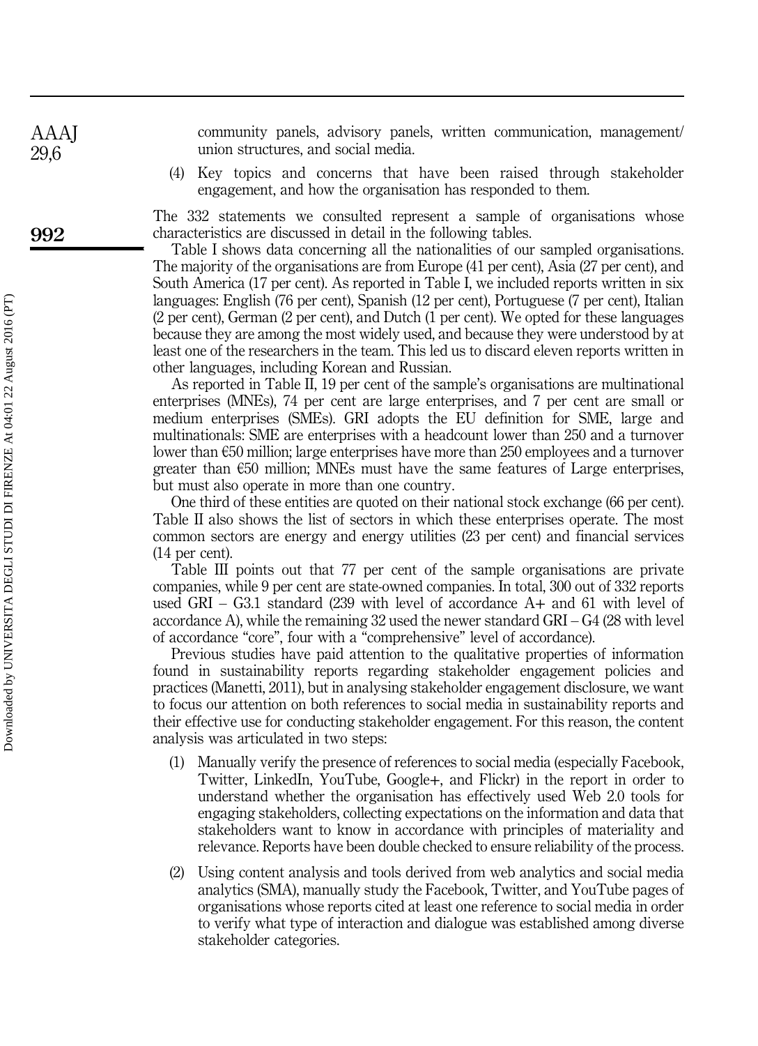community panels, advisory panels, written communication, management/union structures, and social media.

(4) Key topics and concerns that have been raised through stakeholder engagement, and how the organisation has responded to them.

The 332 statements we consulted represent a sample of organisations whose characteristics are discussed in detail in the following tables.

Table I shows data concerning all the nationalities of our sampled organisations. The majority of the organisations are from Europe (41 per cent), Asia (27 per cent), and South America (17 per cent). As reported in Table I, we included reports written in six languages: English (76 per cent), Spanish (12 per cent), Portuguese (7 per cent), Italian (2 per cent), German (2 per cent), and Dutch (1 per cent). We opted for these languages because they are among the most widely used, and because they were understood by at least one of the researchers in the team. This led us to discard eleven reports written in other languages, including Korean and Russian.

As reported in Table II, 19 per cent of the sample's organisations are multinational enterprises (MNEs), 74 per cent are large enterprises, and 7 per cent are small or medium enterprises (SMEs). GRI adopts the EU definition for SME, large and multinationals: SME are enterprises with a headcount lower than 250 and a turnover lower than €50 million; large enterprises have more than 250 employees and a turnover greater than €50 million; MNEs must have the same features of Large enterprises, but must also operate in more than one country.

One third of these entities are quoted on their national stock exchange (66 per cent). Table II also shows the list of sectors in which these enterprises operate. The most common sectors are energy and energy utilities (23 per cent) and financial services (14 per cent).

Table III points out that 77 per cent of the sample organisations are private companies, while 9 per cent are state-owned companies. In total, 300 out of 332 reports used GRI – G3.1 standard (239 with level of accordance A+ and 61 with level of accordance A), while the remaining 32 used the newer standard GRI – G4 (28 with level of accordance "core", four with a "comprehensive" level of accordance).

Previous studies have paid attention to the qualitative properties of information found in sustainability reports regarding stakeholder engagement policies and practices (Manetti, 2011), but in analysing stakeholder engagement disclosure, we want to focus our attention on both references to social media in sustainability reports and their effective use for conducting stakeholder engagement. For this reason, the content analysis was articulated in two steps:

(1) Manually verify the presence of references to social media (especially Facebook, Twitter, LinkedIn, YouTube, Google+, and Flickr) in the report in order to understand whether the organisation has effectively used Web 2.0 tools for engaging stakeholders, collecting expectations on the information and data that stakeholders want to know in accordance with principles of materiality and relevance. Reports have been double checked to ensure reliability of the process.

(2) Using content analysis and tools derived from web analytics and social media analytics (SMA), manually study the Facebook, Twitter, and YouTube pages of organisations whose reports cited at least one reference to social media in order to verify what type of interaction and dialogue was established among diverse stakeholder categories.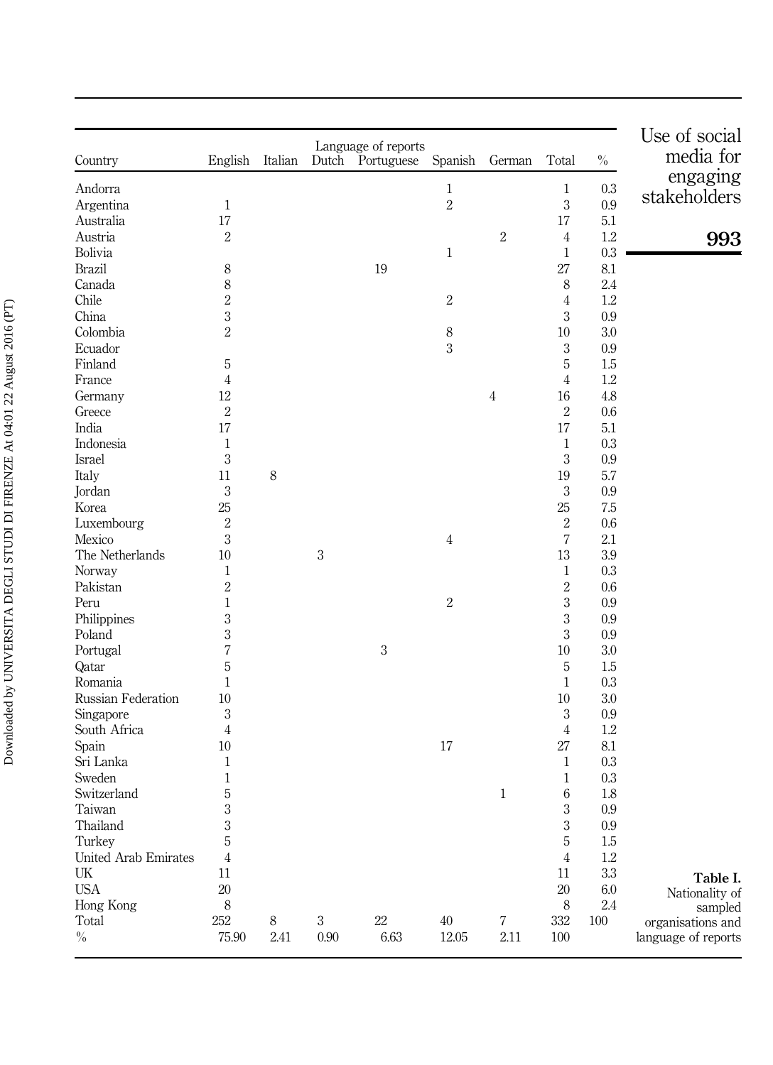**Table I.** Nationality of sampled organisations and language of reports

| Country | Language of reports | | | | | | | |
|---|---|---|---|---|---|---|---|---|
| | English | Italian | Dutch | Portuguese | Spanish | German | Total | % |
| Andorra | | | | | 1 | | 1 | 0.3 |
| Argentina | 1 | | | | 2 | | 3 | 0.9 |
| Australia | 17 | | | | | | 17 | 5.1 |
| Austria | 2 | | | | | 2 | 4 | 1.2 |
| Bolivia | | | | | 1 | | 1 | 0.3 |
| Brazil | 8 | | | 19 | | | 27 | 8.1 |
| Canada | 8 | | | | | | 8 | 2.4 |
| Chile | 2 | | | | 2 | | 4 | 1.2 |
| China | 3 | | | | | | 3 | 0.9 |
| Colombia | 2 | | | | 8 | | 10 | 3.0 |
| Ecuador | | | | | 3 | | 3 | 0.9 |
| Finland | 5 | | | | | | 5 | 1.5 |
| France | 4 | | | | | | 4 | 1.2 |
| Germany | 12 | | | | | 4 | 16 | 4.8 |
| Greece | 2 | | | | | | 2 | 0.6 |
| India | 17 | | | | | | 17 | 5.1 |
| Indonesia | 1 | | | | | | 1 | 0.3 |
| Israel | 3 | | | | | | 3 | 0.9 |
| Italy | 11 | 8 | | | | | 19 | 5.7 |
| Jordan | 3 | | | | | | 3 | 0.9 |
| Korea | 25 | | | | | | 25 | 7.5 |
| Luxembourg | 2 | | | | | | 2 | 0.6 |
| Mexico | 3 | | | | 4 | | 7 | 2.1 |
| The Netherlands | 10 | | 3 | | | | 13 | 3.9 |
| Norway | 1 | | | | | | 1 | 0.3 |
| Pakistan | 2 | | | | | | 2 | 0.6 |
| Peru | 1 | | | | 2 | | 3 | 0.9 |
| Philippines | 3 | | | | | | 3 | 0.9 |
| Poland | 3 | | | | | | 3 | 0.9 |
| Portugal | 7 | | | 3 | | | 10 | 3.0 |
| Qatar | 5 | | | | | | 5 | 1.5 |
| Romania | 1 | | | | | | 1 | 0.3 |
| Russian Federation | 10 | | | | | | 10 | 3.0 |
| Singapore | 3 | | | | | | 3 | 0.9 |
| South Africa | 4 | | | | | | 4 | 1.2 |
| Spain | 10 | | | | 17 | | 27 | 8.1 |
| Sri Lanka | 1 | | | | | | 1 | 0.3 |
| Sweden | 1 | | | | | | 1 | 0.3 |
| Switzerland | 5 | | | | | 1 | 6 | 1.8 |
| Taiwan | 3 | | | | | | 3 | 0.9 |
| Thailand | 3 | | | | | | 3 | 0.9 |
| Turkey | 5 | | | | | | 5 | 1.5 |
| United Arab Emirates | 4 | | | | | | 4 | 1.2 |
| UK | 11 | | | | | | 11 | 3.3 |
| USA | 20 | | | | | | 20 | 6.0 |
| Hong Kong | 8 | | | | | | 8 | 2.4 |
| Total | 252 | 8 | 3 | 22 | 40 | 7 | 332 | 100 |
| % | 75.90 | 2.41 | 0.90 | 6.63 | 12.05 | 2.11 | 100 | |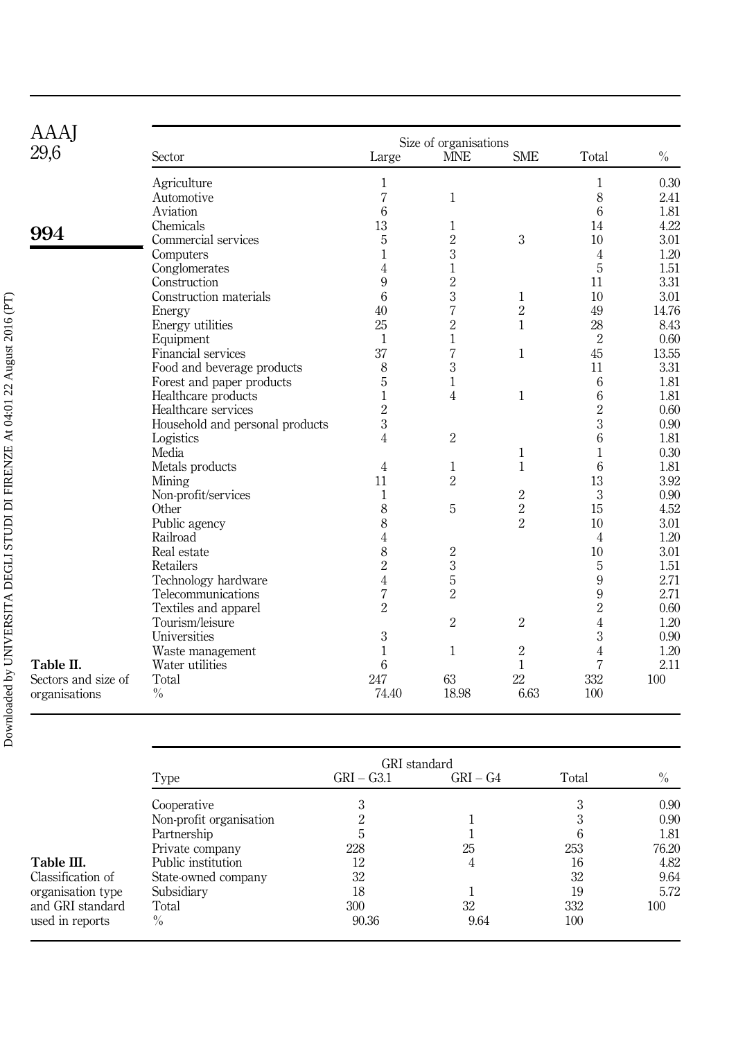**Table II.** Sectors and size of organisations

| Sector | Size of organisations | | | | |
|---|---|---|---|---|---|
| | Large | MNE | SME | Total | % |
| Agriculture | 1 | | | 1 | 0.30 |
| Automotive | 7 | 1 | | 8 | 2.41 |
| Aviation | 6 | | | 6 | 1.81 |
| Chemicals | 13 | 1 | | 14 | 4.22 |
| Commercial services | 5 | 2 | 3 | 10 | 3.01 |
| Computers | 1 | 3 | | 4 | 1.20 |
| Conglomerates | 4 | 1 | | 5 | 1.51 |
| Construction | 9 | 2 | | 11 | 3.31 |
| Construction materials | 6 | 3 | 1 | 10 | 3.01 |
| Energy | 40 | 7 | 2 | 49 | 14.76 |
| Energy utilities | 25 | 2 | 1 | 28 | 8.43 |
| Equipment | 1 | 1 | | 2 | 0.60 |
| Financial services | 37 | 7 | 1 | 45 | 13.55 |
| Food and beverage products | 8 | 3 | | 11 | 3.31 |
| Forest and paper products | 5 | 1 | | 6 | 1.81 |
| Healthcare products | 1 | 4 | 1 | 6 | 1.81 |
| Healthcare services | 2 | | | 2 | 0.60 |
| Household and personal products | 3 | | | 3 | 0.90 |
| Logistics | 4 | 2 | | 6 | 1.81 |
| Media | | | 1 | 1 | 0.30 |
| Metals products | 4 | 1 | 1 | 6 | 1.81 |
| Mining | 11 | 2 | | 13 | 3.92 |
| Non-profit/services | 1 | | 2 | 3 | 0.90 |
| Other | 8 | 5 | 2 | 15 | 4.52 |
| Public agency | 8 | | 2 | 10 | 3.01 |
| Railroad | 4 | | | 4 | 1.20 |
| Real estate | 8 | 2 | | 10 | 3.01 |
| Retailers | 2 | 3 | | 5 | 1.51 |
| Technology hardware | 4 | 5 | | 9 | 2.71 |
| Telecommunications | 7 | 2 | | 9 | 2.71 |
| Textiles and apparel | 2 | | | 2 | 0.60 |
| Tourism/leisure | | 2 | 2 | 4 | 1.20 |
| Universities | 3 | | | 3 | 0.90 |
| Waste management | 1 | 1 | 2 | 4 | 1.20 |
| Water utilities | 6 | | 1 | 7 | 2.11 |
| Total | 247 | 63 | 22 | 332 | 100 |
| % | 74.40 | 18.98 | 6.63 | 100 | |

**Table III.** Classification of organisation type and GRI standard used in reports

| Type | GRI standard | | | |
|---|---|---|---|---|
| | GRI – G3.1 | GRI – G4 | Total | % |
| Cooperative | 3 | | 3 | 0.90 |
| Non-profit organisation | 2 | 1 | 3 | 0.90 |
| Partnership | 5 | 1 | 6 | 1.81 |
| Private company | 228 | 25 | 253 | 76.20 |
| Public institution | 12 | 4 | 16 | 4.82 |
| State-owned company | 32 | | 32 | 9.64 |
| Subsidiary | 18 | 1 | 19 | 5.72 |
| Total | 300 | 32 | 332 | 100 |
| % | 90.36 | 9.64 | 100 | |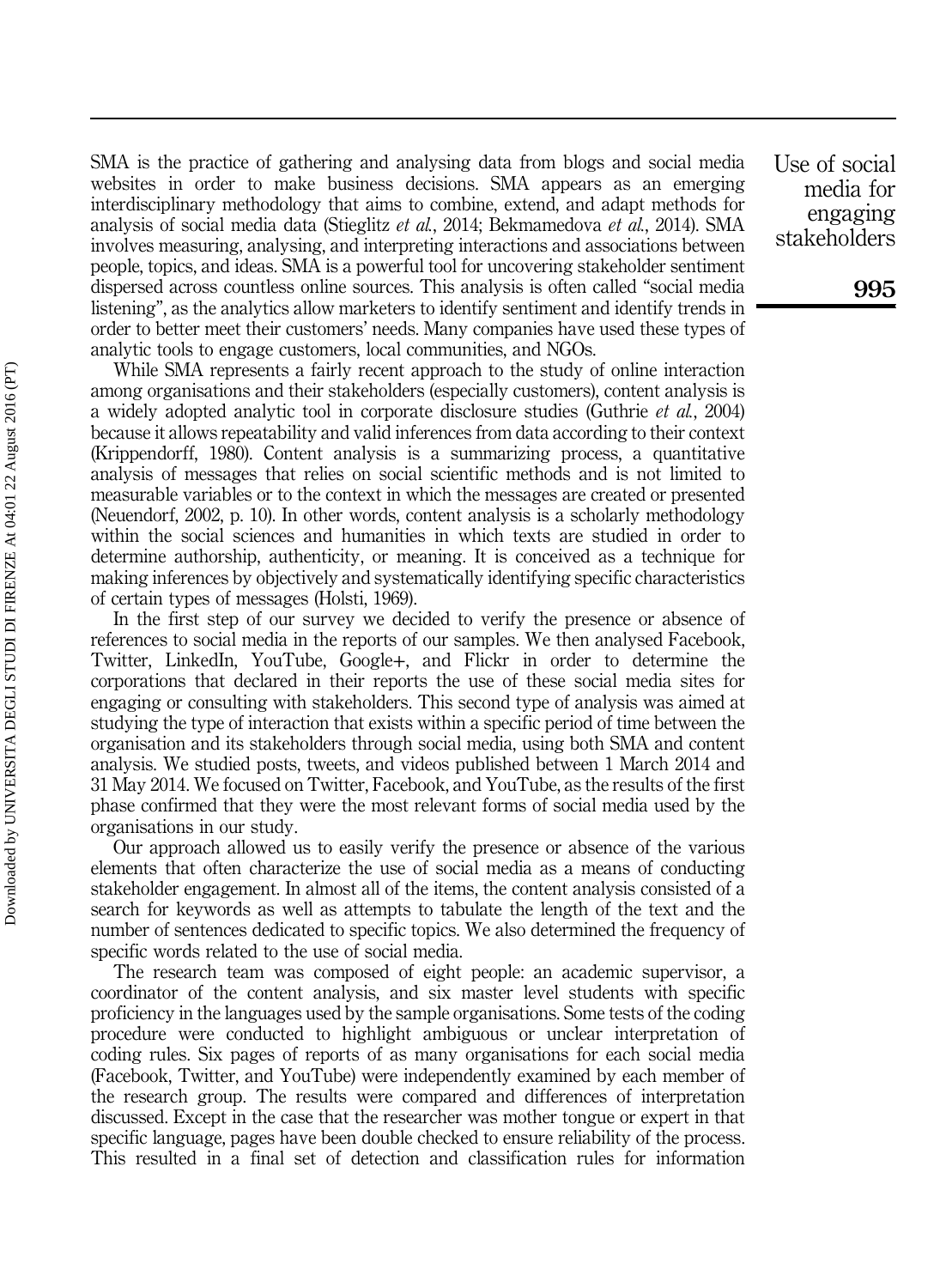SMA is the practice of gathering and analysing data from blogs and social media websites in order to make business decisions. SMA appears as an emerging interdisciplinary methodology that aims to combine, extend, and adapt methods for analysis of social media data (Stieglitz *et al.*, 2014; Bekmamedova *et al.*, 2014). SMA involves measuring, analysing, and interpreting interactions and associations between people, topics, and ideas. SMA is a powerful tool for uncovering stakeholder sentiment dispersed across countless online sources. This analysis is often called "social media listening", as the analytics allow marketers to identify sentiment and identify trends in order to better meet their customers' needs. Many companies have used these types of analytic tools to engage customers, local communities, and NGOs.

While SMA represents a fairly recent approach to the study of online interaction among organisations and their stakeholders (especially customers), content analysis is a widely adopted analytic tool in corporate disclosure studies (Guthrie *et al.*, 2004) because it allows repeatability and valid inferences from data according to their context (Krippendorff, 1980). Content analysis is a summarizing process, a quantitative analysis of messages that relies on social scientific methods and is not limited to measurable variables or to the context in which the messages are created or presented (Neuendorf, 2002, p. 10). In other words, content analysis is a scholarly methodology within the social sciences and humanities in which texts are studied in order to determine authorship, authenticity, or meaning. It is conceived as a technique for making inferences by objectively and systematically identifying specific characteristics of certain types of messages (Holsti, 1969).

In the first step of our survey we decided to verify the presence or absence of references to social media in the reports of our samples. We then analysed Facebook, Twitter, LinkedIn, YouTube, Google+, and Flickr in order to determine the corporations that declared in their reports the use of these social media sites for engaging or consulting with stakeholders. This second type of analysis was aimed at studying the type of interaction that exists within a specific period of time between the organisation and its stakeholders through social media, using both SMA and content analysis. We studied posts, tweets, and videos published between 1 March 2014 and 31 May 2014. We focused on Twitter, Facebook, and YouTube, as the results of the first phase confirmed that they were the most relevant forms of social media used by the organisations in our study.

Our approach allowed us to easily verify the presence or absence of the various elements that often characterize the use of social media as a means of conducting stakeholder engagement. In almost all of the items, the content analysis consisted of a search for keywords as well as attempts to tabulate the length of the text and the number of sentences dedicated to specific topics. We also determined the frequency of specific words related to the use of social media.

The research team was composed of eight people: an academic supervisor, a coordinator of the content analysis, and six master level students with specific proficiency in the languages used by the sample organisations. Some tests of the coding procedure were conducted to highlight ambiguous or unclear interpretation of coding rules. Six pages of reports of as many organisations for each social media (Facebook, Twitter, and YouTube) were independently examined by each member of the research group. The results were compared and differences of interpretation discussed. Except in the case that the researcher was mother tongue or expert in that specific language, pages have been double checked to ensure reliability of the process. This resulted in a final set of detection and classification rules for information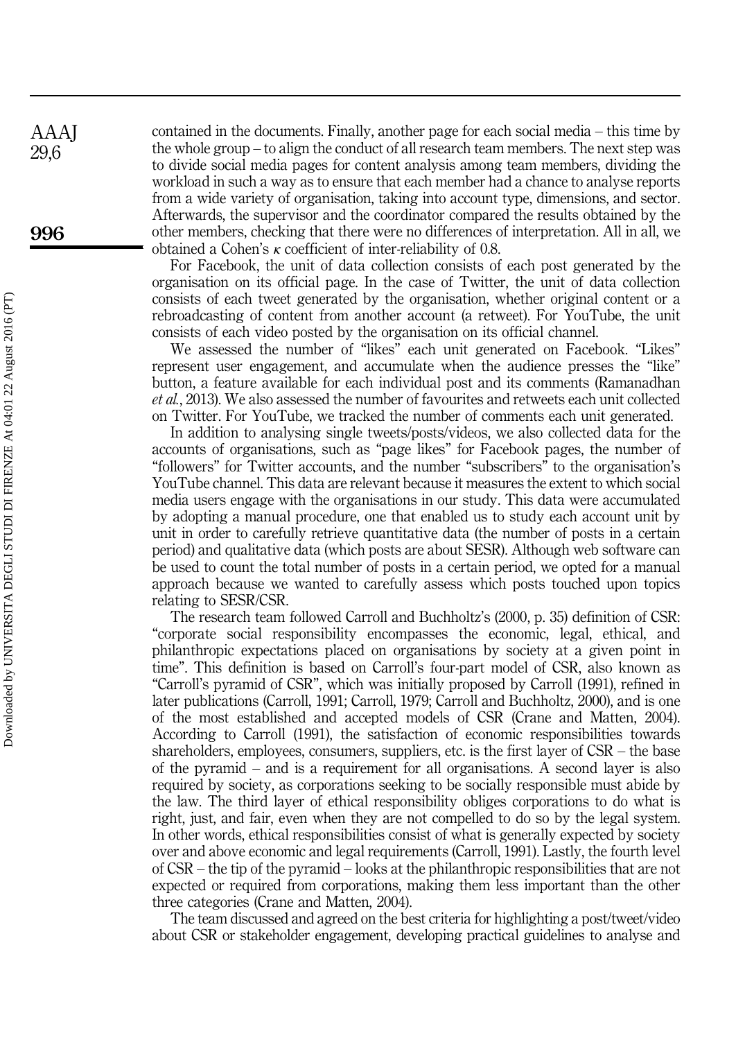contained in the documents. Finally, another page for each social media – this time by the whole group – to align the conduct of all research team members. The next step was to divide social media pages for content analysis among team members, dividing the workload in such a way as to ensure that each member had a chance to analyse reports from a wide variety of organisation, taking into account type, dimensions, and sector. Afterwards, the supervisor and the coordinator compared the results obtained by the other members, checking that there were no differences of interpretation. All in all, we obtained a Cohen's $\kappa$ coefficient of inter-reliability of 0.8.

For Facebook, the unit of data collection consists of each post generated by the organisation on its official page. In the case of Twitter, the unit of data collection consists of each tweet generated by the organisation, whether original content or a rebroadcasting of content from another account (a retweet). For YouTube, the unit consists of each video posted by the organisation on its official channel.

We assessed the number of "likes" each unit generated on Facebook. "Likes" represent user engagement, and accumulate when the audience presses the "like" button, a feature available for each individual post and its comments (Ramanadhan *et al.*, 2013). We also assessed the number of favourites and retweets each unit collected on Twitter. For YouTube, we tracked the number of comments each unit generated.

In addition to analysing single tweets/posts/videos, we also collected data for the accounts of organisations, such as "page likes" for Facebook pages, the number of "followers" for Twitter accounts, and the number "subscribers" to the organisation's YouTube channel. This data are relevant because it measures the extent to which social media users engage with the organisations in our study. This data were accumulated by adopting a manual procedure, one that enabled us to study each account unit by unit in order to carefully retrieve quantitative data (the number of posts in a certain period) and qualitative data (which posts are about SESR). Although web software can be used to count the total number of posts in a certain period, we opted for a manual approach because we wanted to carefully assess which posts touched upon topics relating to SESR/CSR.

The research team followed Carroll and Buchholtz's (2000, p. 35) definition of CSR: "corporate social responsibility encompasses the economic, legal, ethical, and philanthropic expectations placed on organisations by society at a given point in time". This definition is based on Carroll's four-part model of CSR, also known as "Carroll's pyramid of CSR", which was initially proposed by Carroll (1991), refined in later publications (Carroll, 1991; Carroll, 1979; Carroll and Buchholtz, 2000), and is one of the most established and accepted models of CSR (Crane and Matten, 2004). According to Carroll (1991), the satisfaction of economic responsibilities towards shareholders, employees, consumers, suppliers, etc. is the first layer of CSR – the base of the pyramid – and is a requirement for all organisations. A second layer is also required by society, as corporations seeking to be socially responsible must abide by the law. The third layer of ethical responsibility obliges corporations to do what is right, just, and fair, even when they are not compelled to do so by the legal system. In other words, ethical responsibilities consist of what is generally expected by society over and above economic and legal requirements (Carroll, 1991). Lastly, the fourth level of CSR – the tip of the pyramid – looks at the philanthropic responsibilities that are not expected or required from corporations, making them less important than the other three categories (Crane and Matten, 2004).

The team discussed and agreed on the best criteria for highlighting a post/tweet/video about CSR or stakeholder engagement, developing practical guidelines to analyse and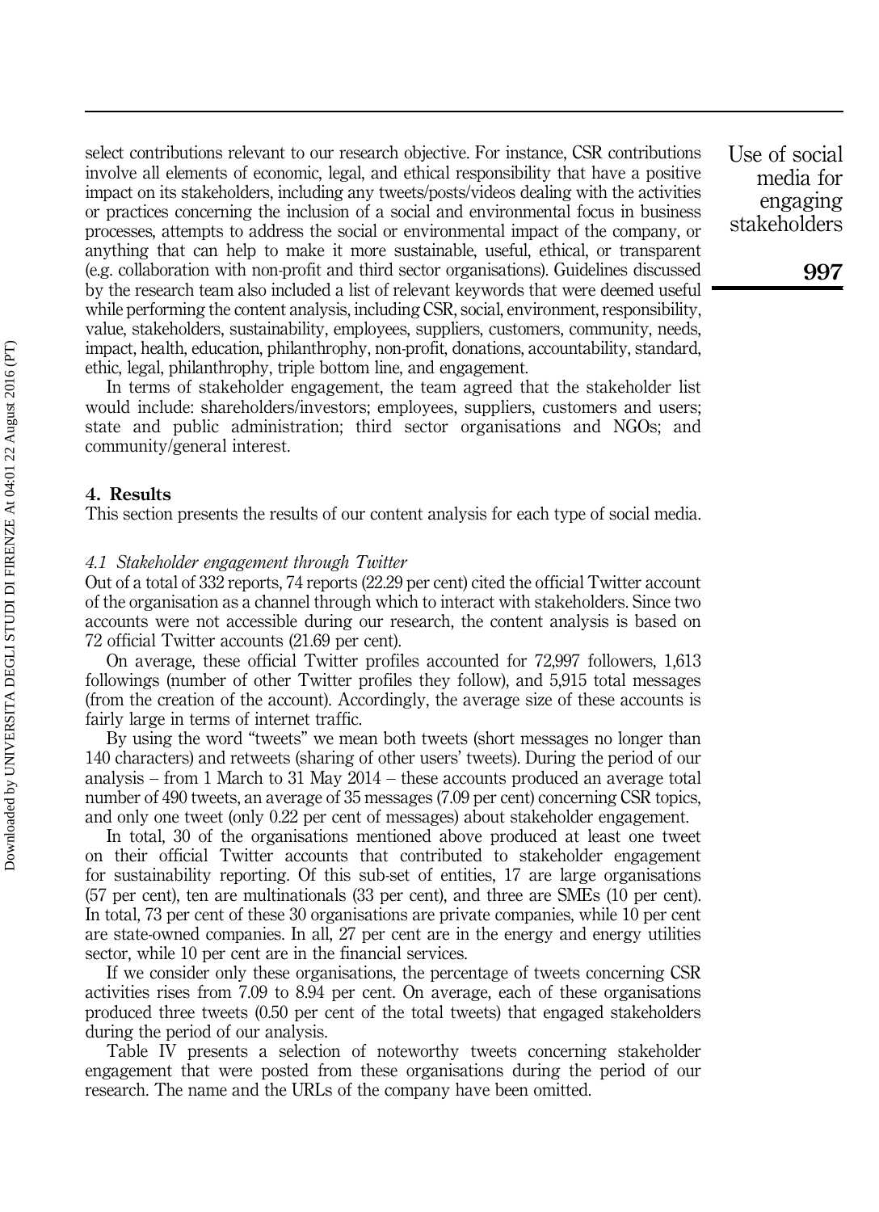select contributions relevant to our research objective. For instance, CSR contributions involve all elements of economic, legal, and ethical responsibility that have a positive impact on its stakeholders, including any tweets/posts/videos dealing with the activities or practices concerning the inclusion of a social and environmental focus in business processes, attempts to address the social or environmental impact of the company, or anything that can help to make it more sustainable, useful, ethical, or transparent (e.g. collaboration with non-profit and third sector organisations). Guidelines discussed by the research team also included a list of relevant keywords that were deemed useful while performing the content analysis, including CSR, social, environment, responsibility, value, stakeholders, sustainability, employees, suppliers, customers, community, needs, impact, health, education, philanthrophy, non-profit, donations, accountability, standard, ethic, legal, philanthrophy, triple bottom line, and engagement.

In terms of stakeholder engagement, the team agreed that the stakeholder list would include: shareholders/investors; employees, suppliers, customers and users; state and public administration; third sector organisations and NGOs; and community/general interest.

## 4. Results

This section presents the results of our content analysis for each type of social media.

### *4.1 Stakeholder engagement through Twitter*

Out of a total of 332 reports, 74 reports (22.29 per cent) cited the official Twitter account of the organisation as a channel through which to interact with stakeholders. Since two accounts were not accessible during our research, the content analysis is based on 72 official Twitter accounts (21.69 per cent).

On average, these official Twitter profiles accounted for 72,997 followers, 1,613 followings (number of other Twitter profiles they follow), and 5,915 total messages (from the creation of the account). Accordingly, the average size of these accounts is fairly large in terms of internet traffic.

By using the word "tweets" we mean both tweets (short messages no longer than 140 characters) and retweets (sharing of other users' tweets). During the period of our analysis – from 1 March to 31 May 2014 – these accounts produced an average total number of 490 tweets, an average of 35 messages (7.09 per cent) concerning CSR topics, and only one tweet (only 0.22 per cent of messages) about stakeholder engagement.

In total, 30 of the organisations mentioned above produced at least one tweet on their official Twitter accounts that contributed to stakeholder engagement for sustainability reporting. Of this sub-set of entities, 17 are large organisations (57 per cent), ten are multinationals (33 per cent), and three are SMEs (10 per cent). In total, 73 per cent of these 30 organisations are private companies, while 10 per cent are state-owned companies. In all, 27 per cent are in the energy and energy utilities sector, while 10 per cent are in the financial services.

If we consider only these organisations, the percentage of tweets concerning CSR activities rises from 7.09 to 8.94 per cent. On average, each of these organisations produced three tweets (0.50 per cent of the total tweets) that engaged stakeholders during the period of our analysis.

Table IV presents a selection of noteworthy tweets concerning stakeholder engagement that were posted from these organisations during the period of our research. The name and the URLs of the company have been omitted.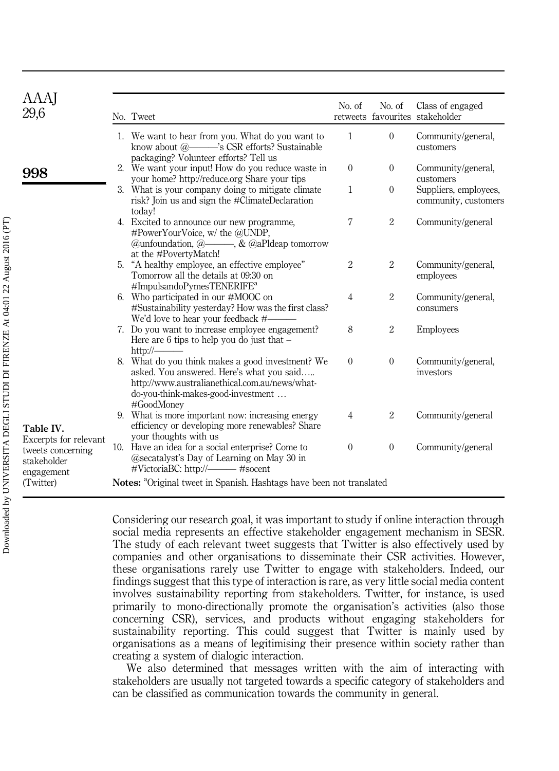**Table IV.** Excerpts for relevant tweets concerning stakeholder engagement (Twitter)

| No. | Tweet | No. of retweets | No. of favourites | Class of engaged stakeholder |
|---|---|---|---|---|
| 1. | We want to hear from you. What do you want to know about @———'s CSR efforts? Sustainable packaging? Volunteer efforts? Tell us | 1 | 0 | Community/general, customers |
| 2. | We want your input! How do you reduce waste in your home? http://reduce.org Share your tips | 0 | 0 | Community/general, customers |
| 3. | What is your company doing to mitigate climate risk? Join us and sign the #ClimateDeclaration today! | 1 | 0 | Suppliers, employees, community, customers |
| 4. | Excited to announce our new programme, #PowerYourVoice, w/ the @UNDP, @unfoundation, @———, & @aPldeap tomorrow at the #PovertyMatch! | 7 | 2 | Community/general |
| 5. | "A healthy employee, an effective employee" Tomorrow all the details at 09:30 on #ImpulsandoPymesTENERIFE[a] | 2 | 2 | Community/general, employees |
| 6. | Who participated in our #MOOC on #Sustainability yesterday? How was the first class? We'd love to hear your feedback #——— | 4 | 2 | Community/general, consumers |
| 7. | Do you want to increase employee engagement? Here are 6 tips to help you do just that – http://——— | 8 | 2 | Employees |
| 8. | What do you think makes a good investment? We asked. You answered. Here's what you said….. http://www.australianethical.com.au/news/what-do-you-think-makes-good-investment … #GoodMoney | 0 | 0 | Community/general, investors |
| 9. | What is more important now: increasing energy efficiency or developing more renewables? Share your thoughts with us | 4 | 2 | Community/general |
| 10. | Have an idea for a social enterprise? Come to @secatalyst's Day of Learning on May 30 in #VictoriaBC: http://——— #socent | 0 | 0 | Community/general |

**Notes:** [a]Original tweet in Spanish. Hashtags have been not translated

Considering our research goal, it was important to study if online interaction through social media represents an effective stakeholder engagement mechanism in SESR. The study of each relevant tweet suggests that Twitter is also effectively used by companies and other organisations to disseminate their CSR activities. However, these organisations rarely use Twitter to engage with stakeholders. Indeed, our findings suggest that this type of interaction is rare, as very little social media content involves sustainability reporting from stakeholders. Twitter, for instance, is used primarily to mono-directionally promote the organisation's activities (also those concerning CSR), services, and products without engaging stakeholders for sustainability reporting. This could suggest that Twitter is mainly used by organisations as a means of legitimising their presence within society rather than creating a system of dialogic interaction.

We also determined that messages written with the aim of interacting with stakeholders are usually not targeted towards a specific category of stakeholders and can be classified as communication towards the community in general.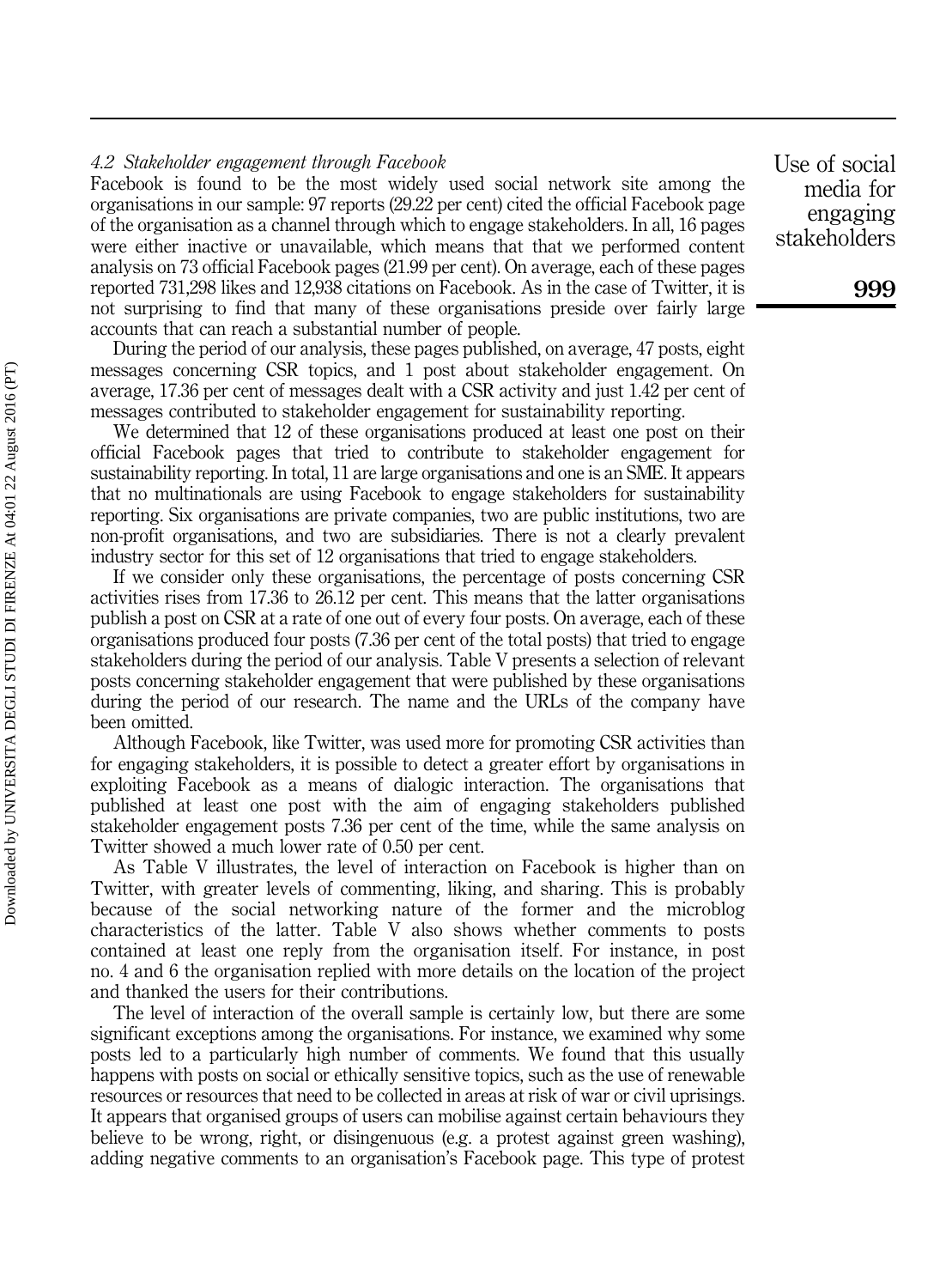### *4.2 Stakeholder engagement through Facebook*

Facebook is found to be the most widely used social network site among the organisations in our sample: 97 reports (29.22 per cent) cited the official Facebook page of the organisation as a channel through which to engage stakeholders. In all, 16 pages were either inactive or unavailable, which means that that we performed content analysis on 73 official Facebook pages (21.99 per cent). On average, each of these pages reported 731,298 likes and 12,938 citations on Facebook. As in the case of Twitter, it is not surprising to find that many of these organisations preside over fairly large accounts that can reach a substantial number of people.

During the period of our analysis, these pages published, on average, 47 posts, eight messages concerning CSR topics, and 1 post about stakeholder engagement. On average, 17.36 per cent of messages dealt with a CSR activity and just 1.42 per cent of messages contributed to stakeholder engagement for sustainability reporting.

We determined that 12 of these organisations produced at least one post on their official Facebook pages that tried to contribute to stakeholder engagement for sustainability reporting. In total, 11 are large organisations and one is an SME. It appears that no multinationals are using Facebook to engage stakeholders for sustainability reporting. Six organisations are private companies, two are public institutions, two are non-profit organisations, and two are subsidiaries. There is not a clearly prevalent industry sector for this set of 12 organisations that tried to engage stakeholders.

If we consider only these organisations, the percentage of posts concerning CSR activities rises from 17.36 to 26.12 per cent. This means that the latter organisations publish a post on CSR at a rate of one out of every four posts. On average, each of these organisations produced four posts (7.36 per cent of the total posts) that tried to engage stakeholders during the period of our analysis. Table V presents a selection of relevant posts concerning stakeholder engagement that were published by these organisations during the period of our research. The name and the URLs of the company have been omitted.

Although Facebook, like Twitter, was used more for promoting CSR activities than for engaging stakeholders, it is possible to detect a greater effort by organisations in exploiting Facebook as a means of dialogic interaction. The organisations that published at least one post with the aim of engaging stakeholders published stakeholder engagement posts 7.36 per cent of the time, while the same analysis on Twitter showed a much lower rate of 0.50 per cent.

As Table V illustrates, the level of interaction on Facebook is higher than on Twitter, with greater levels of commenting, liking, and sharing. This is probably because of the social networking nature of the former and the microblog characteristics of the latter. Table V also shows whether comments to posts contained at least one reply from the organisation itself. For instance, in post no. 4 and 6 the organisation replied with more details on the location of the project and thanked the users for their contributions.

The level of interaction of the overall sample is certainly low, but there are some significant exceptions among the organisations. For instance, we examined why some posts led to a particularly high number of comments. We found that this usually happens with posts on social or ethically sensitive topics, such as the use of renewable resources or resources that need to be collected in areas at risk of war or civil uprisings. It appears that organised groups of users can mobilise against certain behaviours they believe to be wrong, right, or disingenuous (e.g. a protest against green washing), adding negative comments to an organisation's Facebook page. This type of protest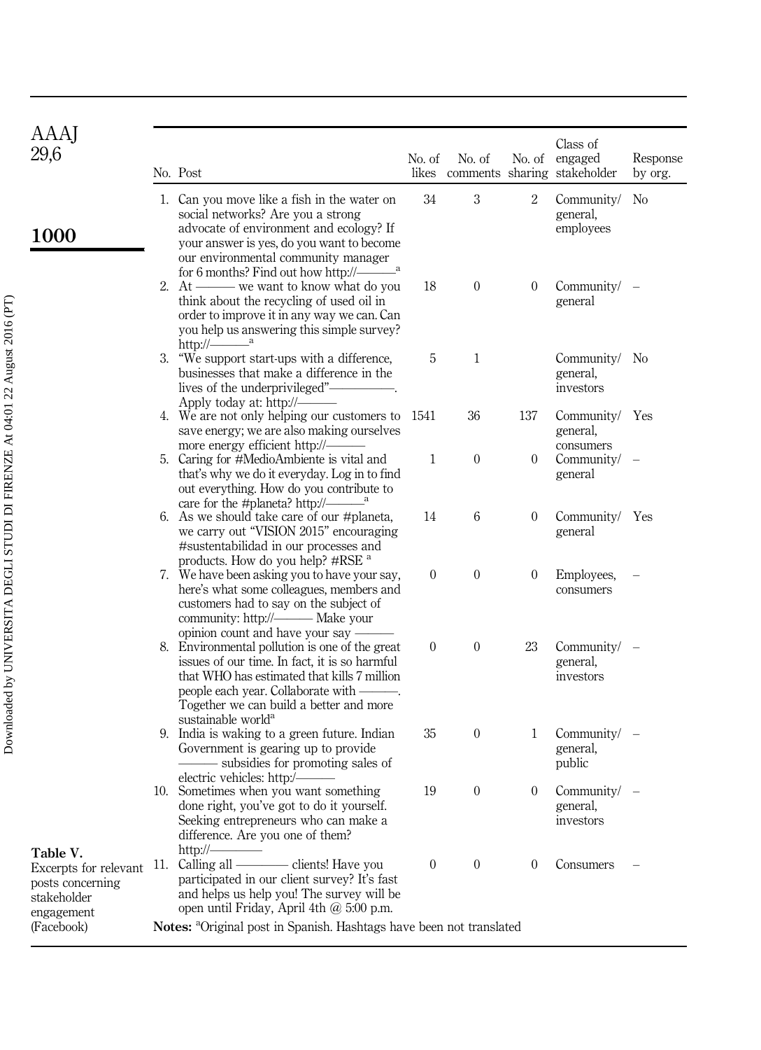**Table V.** Excerpts for relevant posts concerning stakeholder engagement (Facebook)

| No. | Post | No. of likes | No. of comments | No. of sharing | Class of engaged stakeholder | Response by org. |
|---|---|---|---|---|---|---|
| 1. | Can you move like a fish in the water on social networks? Are you a strong advocate of environment and ecology? If your answer is yes, do you want to become our environmental community manager for 6 months? Find out how http://———[a] | 34 | 3 | 2 | Community/general, employees | No |
| 2. | At ——— we want to know what do you think about the recycling of used oil in order to improve it in any way we can. Can you help us answering this simple survey? http://———[a] | 18 | 0 | 0 | Community/general | – |
| 3. | "We support start-ups with a difference, businesses that make a difference in the lives of the underprivileged"———. Apply today at: http://——— | 5 | 1 | | Community/general, investors | No |
| 4. | We are not only helping our customers to save energy; we are also making ourselves more energy efficient http://——— | 1541 | 36 | 137 | Community/general, consumers | Yes |
| 5. | Caring for #MedioAmbiente is vital and that's why we do it everyday. Log in to find out everything. How do you contribute to care for the #planeta? http://———[a] | 1 | 0 | 0 | Community/general | – |
| 6. | As we should take care of our #planeta, we carry out "VISION 2015" encouraging #sustentabilidad in our processes and products. How do you help? #RSE [a] | 14 | 6 | 0 | Community/general | Yes |
| 7. | We have been asking you to have your say, here's what some colleagues, members and customers had to say on the subject of community: http://——— Make your opinion count and have your say ——— | 0 | 0 | 0 | Employees, consumers | – |
| 8. | Environmental pollution is one of the great issues of our time. In fact, it is so harmful that WHO has estimated that kills 7 million people each year. Collaborate with ———. Together we can build a better and more sustainable world[a] | 0 | 0 | 23 | Community/general, investors | – |
| 9. | India is waking to a green future. Indian Government is gearing up to provide ——— subsidies for promoting sales of electric vehicles: http:/——— | 35 | 0 | 1 | Community/general, public | – |
| 10. | Sometimes when you want something done right, you've got to do it yourself. Seeking entrepreneurs who can make a difference. Are you one of them? http://——— | 19 | 0 | 0 | Community/general, investors | – |
| 11. | Calling all ——— clients! Have you participated in our client survey? It's fast and helps us help you! The survey will be open until Friday, April 4th @ 5:00 p.m. | 0 | 0 | 0 | Consumers | – |

**Notes:** [a]Original post in Spanish. Hashtags have been not translated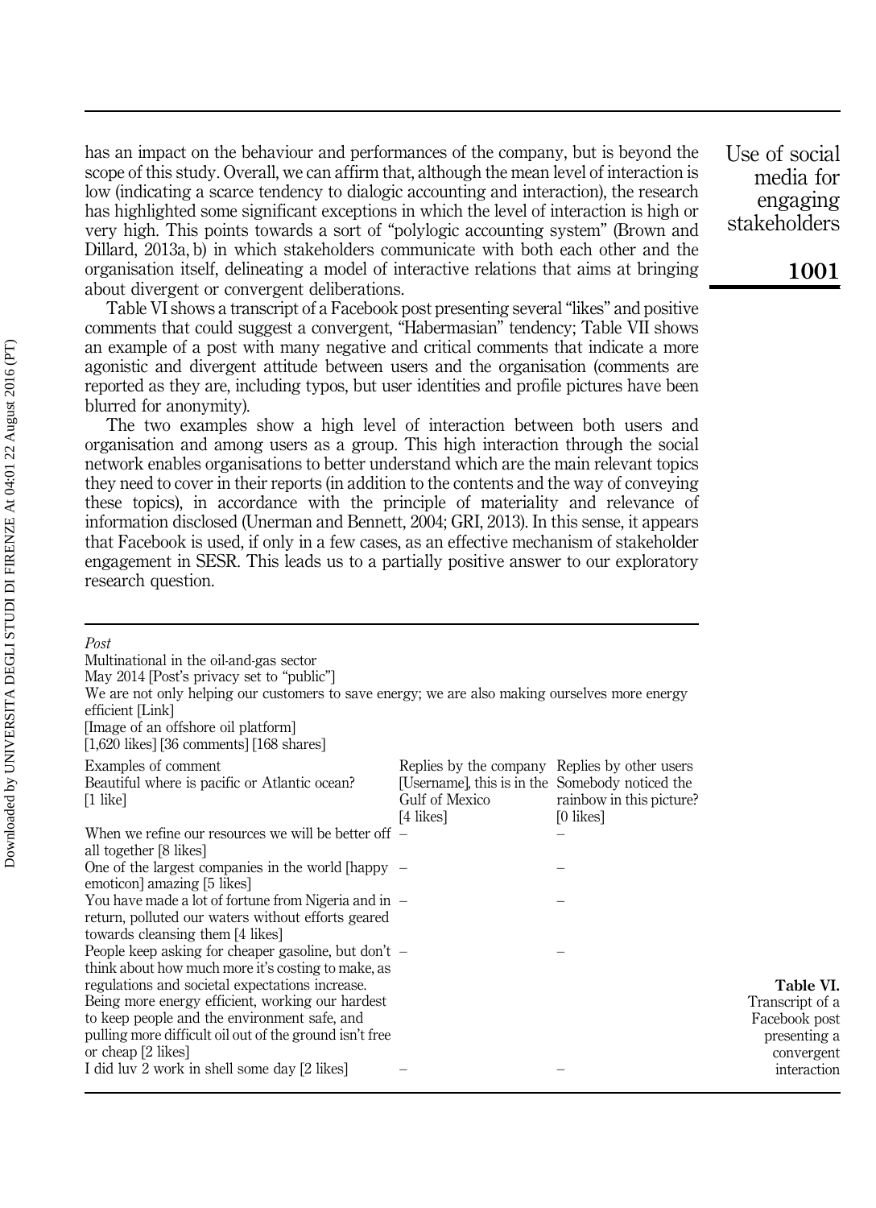has an impact on the behaviour and performances of the company, but is beyond the scope of this study. Overall, we can affirm that, although the mean level of interaction is low (indicating a scarce tendency to dialogic accounting and interaction), the research has highlighted some significant exceptions in which the level of interaction is high or very high. This points towards a sort of "polylogic accounting system" (Brown and Dillard, 2013a, b) in which stakeholders communicate with both each other and the organisation itself, delineating a model of interactive relations that aims at bringing about divergent or convergent deliberations.

Table VI shows a transcript of a Facebook post presenting several "likes" and positive comments that could suggest a convergent, "Habermasian" tendency; Table VII shows an example of a post with many negative and critical comments that indicate a more agonistic and divergent attitude between users and the organisation (comments are reported as they are, including typos, but user identities and profile pictures have been blurred for anonymity).

The two examples show a high level of interaction between both users and organisation and among users as a group. This high interaction through the social network enables organisations to better understand which are the main relevant topics they need to cover in their reports (in addition to the contents and the way of conveying these topics), in accordance with the principle of materiality and relevance of information disclosed (Unerman and Bennett, 2004; GRI, 2013). In this sense, it appears that Facebook is used, if only in a few cases, as an effective mechanism of stakeholder engagement in SESR. This leads us to a partially positive answer to our exploratory research question.

**Table VI.** Transcript of a Facebook post presenting a convergent interaction

| *Post*<br>Multinational in the oil-and-gas sector<br>May 2014 [Post's privacy set to "public"]<br>We are not only helping our customers to save energy; we are also making ourselves more energy efficient [Link]<br>[Image of an offshore oil platform]<br>[1,620 likes] [36 comments] [168 shares] | | |
|---|---|---|
| Examples of comment | Replies by the company | Replies by other users |
| Beautiful where is pacific or Atlantic ocean? [1 like] | [Username], this is in the Gulf of Mexico [4 likes] | Somebody noticed the rainbow in this picture? [0 likes] |
| When we refine our resources we will be better off all together [8 likes] | – | – |
| One of the largest companies in the world [happy emoticon] amazing [5 likes] | – | – |
| You have made a lot of fortune from Nigeria and in return, polluted our waters without efforts geared towards cleansing them [4 likes] | – | – |
| People keep asking for cheaper gasoline, but don't think about how much more it's costing to make, as regulations and societal expectations increase. Being more energy efficient, working our hardest to keep people and the environment safe, and pulling more difficult oil out of the ground isn't free or cheap [2 likes] | – | – |
| I did luv 2 work in shell some day [2 likes] | – | – |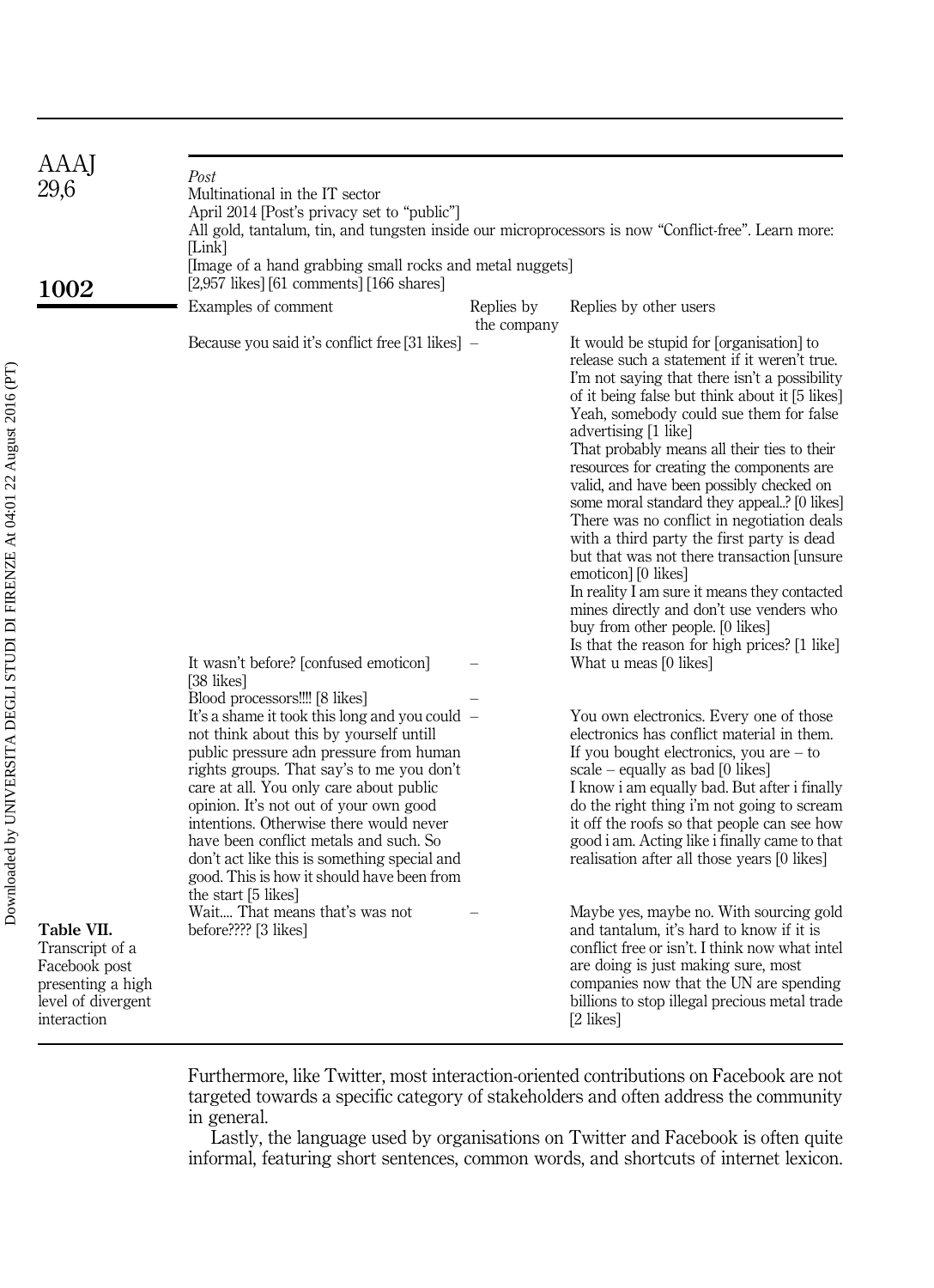**Table VII.** Transcript of a Facebook post presenting a high level of divergent interaction

*Post*
Multinational in the IT sector
April 2014 [Post's privacy set to "public"]
All gold, tantalum, tin, and tungsten inside our microprocessors is now "Conflict-free". Learn more: [Link]
[Image of a hand grabbing small rocks and metal nuggets]
[2,957 likes] [61 comments] [166 shares]

| Examples of comment | Replies by the company | Replies by other users |
|---|---|---|
| Because you said it's conflict free [31 likes] | – | It would be stupid for [organisation] to release such a statement if it weren't true. I'm not saying that there isn't a possibility of it being false but think about it [5 likes]<br>Yeah, somebody could sue them for false advertising [1 like]<br>That probably means all their ties to their resources for creating the components are valid, and have been possibly checked on some moral standard they appeal..? [0 likes]<br>There was no conflict in negotiation deals with a third party the first party is dead but that was not there transaction [unsure emoticon] [0 likes]<br>In reality I am sure it means they contacted mines directly and don't use venders who buy from other people. [0 likes]<br>Is that the reason for high prices? [1 like] |
| It wasn't before? [confused emoticon] [38 likes] | – | What u meas [0 likes] |
| Blood processors!!!! [8 likes] | – | |
| It's a shame it took this long and you could not think about this by yourself untill public pressure adn pressure from human rights groups. That say's to me you don't care at all. You only care about public opinion. It's not out of your own good intentions. Otherwise there would never have been conflict metals and such. So don't act like this is something special and good. This is how it should have been from the start [5 likes] | – | You own electronics. Every one of those electronics has conflict material in them. If you bought electronics, you are – to scale – equally as bad [0 likes]<br>I know i am equally bad. But after i finally do the right thing i'm not going to scream it off the roofs so that people can see how good i am. Acting like i finally came to that realisation after all those years [0 likes] |
| Wait.... That means that's was not before???? [3 likes] | – | Maybe yes, maybe no. With sourcing gold and tantalum, it's hard to know if it is conflict free or isn't. I think now what intel are doing is just making sure, most companies now that the UN are spending billions to stop illegal precious metal trade [2 likes] |

Furthermore, like Twitter, most interaction-oriented contributions on Facebook are not targeted towards a specific category of stakeholders and often address the community in general.

Lastly, the language used by organisations on Twitter and Facebook is often quite informal, featuring short sentences, common words, and shortcuts of internet lexicon.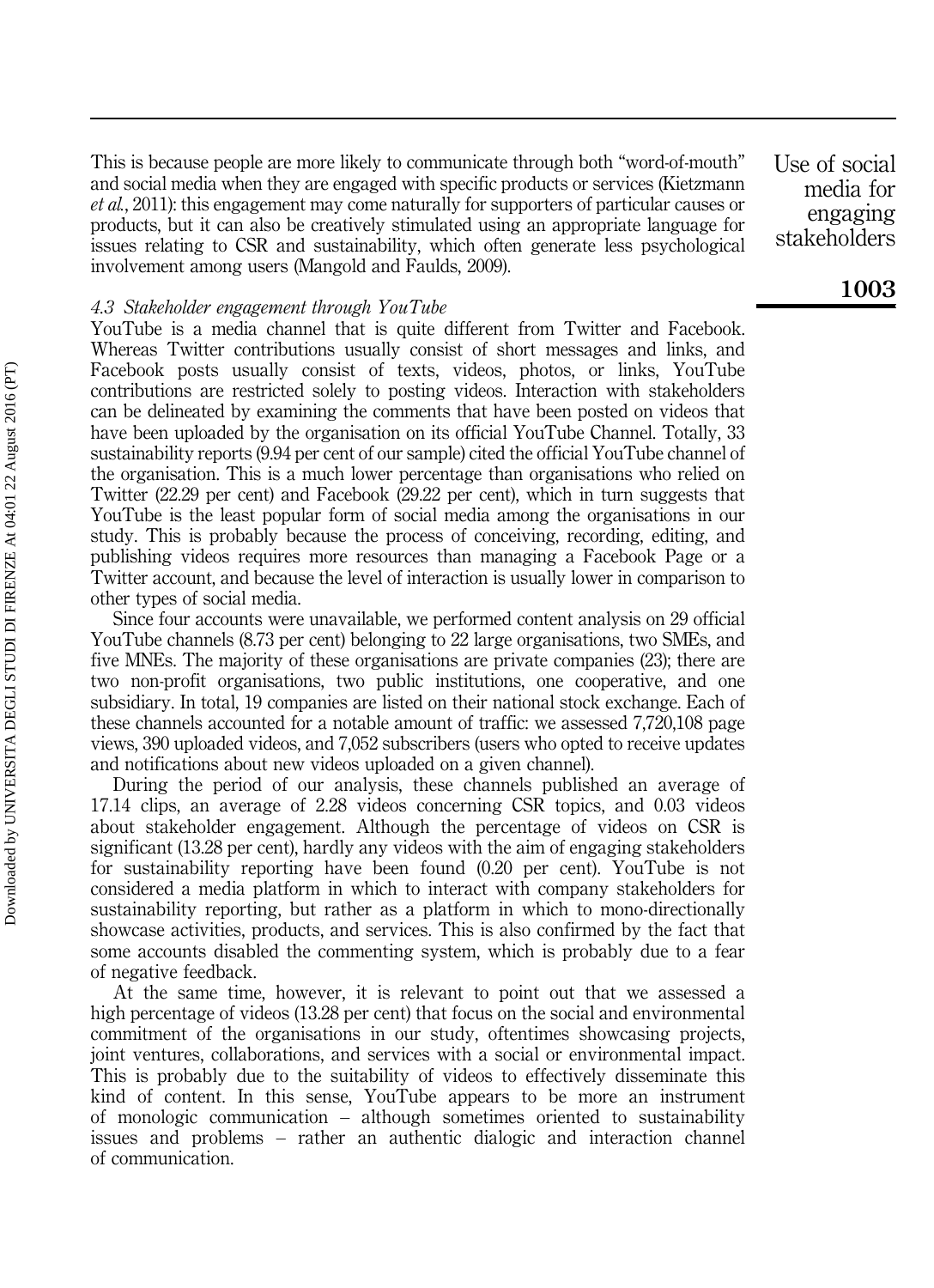This is because people are more likely to communicate through both "word-of-mouth" and social media when they are engaged with specific products or services (Kietzmann *et al.*, 2011): this engagement may come naturally for supporters of particular causes or products, but it can also be creatively stimulated using an appropriate language for issues relating to CSR and sustainability, which often generate less psychological involvement among users (Mangold and Faulds, 2009).

### *4.3 Stakeholder engagement through YouTube*

YouTube is a media channel that is quite different from Twitter and Facebook. Whereas Twitter contributions usually consist of short messages and links, and Facebook posts usually consist of texts, videos, photos, or links, YouTube contributions are restricted solely to posting videos. Interaction with stakeholders can be delineated by examining the comments that have been posted on videos that have been uploaded by the organisation on its official YouTube Channel. Totally, 33 sustainability reports (9.94 per cent of our sample) cited the official YouTube channel of the organisation. This is a much lower percentage than organisations who relied on Twitter (22.29 per cent) and Facebook (29.22 per cent), which in turn suggests that YouTube is the least popular form of social media among the organisations in our study. This is probably because the process of conceiving, recording, editing, and publishing videos requires more resources than managing a Facebook Page or a Twitter account, and because the level of interaction is usually lower in comparison to other types of social media.

Since four accounts were unavailable, we performed content analysis on 29 official YouTube channels (8.73 per cent) belonging to 22 large organisations, two SMEs, and five MNEs. The majority of these organisations are private companies (23); there are two non-profit organisations, two public institutions, one cooperative, and one subsidiary. In total, 19 companies are listed on their national stock exchange. Each of these channels accounted for a notable amount of traffic: we assessed 7,720,108 page views, 390 uploaded videos, and 7,052 subscribers (users who opted to receive updates and notifications about new videos uploaded on a given channel).

During the period of our analysis, these channels published an average of 17.14 clips, an average of 2.28 videos concerning CSR topics, and 0.03 videos about stakeholder engagement. Although the percentage of videos on CSR is significant (13.28 per cent), hardly any videos with the aim of engaging stakeholders for sustainability reporting have been found (0.20 per cent). YouTube is not considered a media platform in which to interact with company stakeholders for sustainability reporting, but rather as a platform in which to mono-directionally showcase activities, products, and services. This is also confirmed by the fact that some accounts disabled the commenting system, which is probably due to a fear of negative feedback.

At the same time, however, it is relevant to point out that we assessed a high percentage of videos (13.28 per cent) that focus on the social and environmental commitment of the organisations in our study, oftentimes showcasing projects, joint ventures, collaborations, and services with a social or environmental impact. This is probably due to the suitability of videos to effectively disseminate this kind of content. In this sense, YouTube appears to be more an instrument of monologic communication – although sometimes oriented to sustainability issues and problems – rather an authentic dialogic and interaction channel of communication.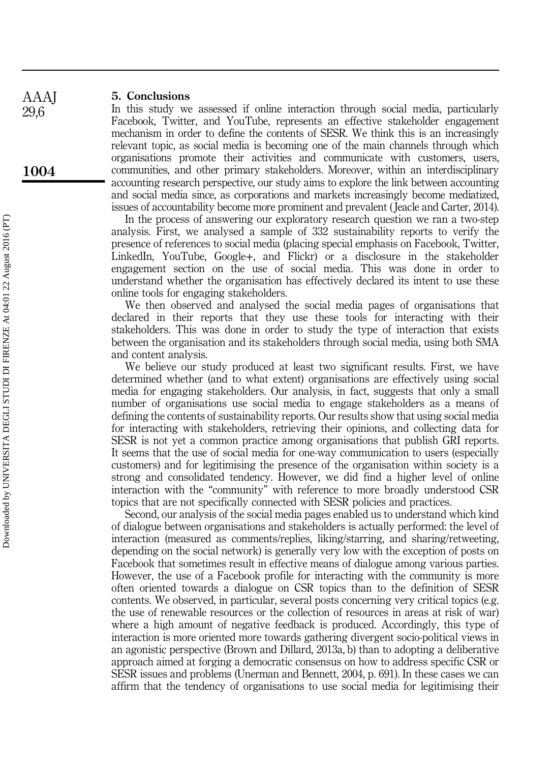## 5. Conclusions

In this study we assessed if online interaction through social media, particularly Facebook, Twitter, and YouTube, represents an effective stakeholder engagement mechanism in order to define the contents of SESR. We think this is an increasingly relevant topic, as social media is becoming one of the main channels through which organisations promote their activities and communicate with customers, users, communities, and other primary stakeholders. Moreover, within an interdisciplinary accounting research perspective, our study aims to explore the link between accounting and social media since, as corporations and markets increasingly become mediatized, issues of accountability become more prominent and prevalent (Jeacle and Carter, 2014).

In the process of answering our exploratory research question we ran a two-step analysis. First, we analysed a sample of 332 sustainability reports to verify the presence of references to social media (placing special emphasis on Facebook, Twitter, LinkedIn, YouTube, Google+, and Flickr) or a disclosure in the stakeholder engagement section on the use of social media. This was done in order to understand whether the organisation has effectively declared its intent to use these online tools for engaging stakeholders.

We then observed and analysed the social media pages of organisations that declared in their reports that they use these tools for interacting with their stakeholders. This was done in order to study the type of interaction that exists between the organisation and its stakeholders through social media, using both SMA and content analysis.

We believe our study produced at least two significant results. First, we have determined whether (and to what extent) organisations are effectively using social media for engaging stakeholders. Our analysis, in fact, suggests that only a small number of organisations use social media to engage stakeholders as a means of defining the contents of sustainability reports. Our results show that using social media for interacting with stakeholders, retrieving their opinions, and collecting data for SESR is not yet a common practice among organisations that publish GRI reports. It seems that the use of social media for one-way communication to users (especially customers) and for legitimising the presence of the organisation within society is a strong and consolidated tendency. However, we did find a higher level of online interaction with the "community" with reference to more broadly understood CSR topics that are not specifically connected with SESR policies and practices.

Second, our analysis of the social media pages enabled us to understand which kind of dialogue between organisations and stakeholders is actually performed: the level of interaction (measured as comments/replies, liking/starring, and sharing/retweeting, depending on the social network) is generally very low with the exception of posts on Facebook that sometimes result in effective means of dialogue among various parties. However, the use of a Facebook profile for interacting with the community is more often oriented towards a dialogue on CSR topics than to the definition of SESR contents. We observed, in particular, several posts concerning very critical topics (e.g. the use of renewable resources or the collection of resources in areas at risk of war) where a high amount of negative feedback is produced. Accordingly, this type of interaction is more oriented more towards gathering divergent socio-political views in an agonistic perspective (Brown and Dillard, 2013a, b) than to adopting a deliberative approach aimed at forging a democratic consensus on how to address specific CSR or SESR issues and problems (Unerman and Bennett, 2004, p. 691). In these cases we can affirm that the tendency of organisations to use social media for legitimising their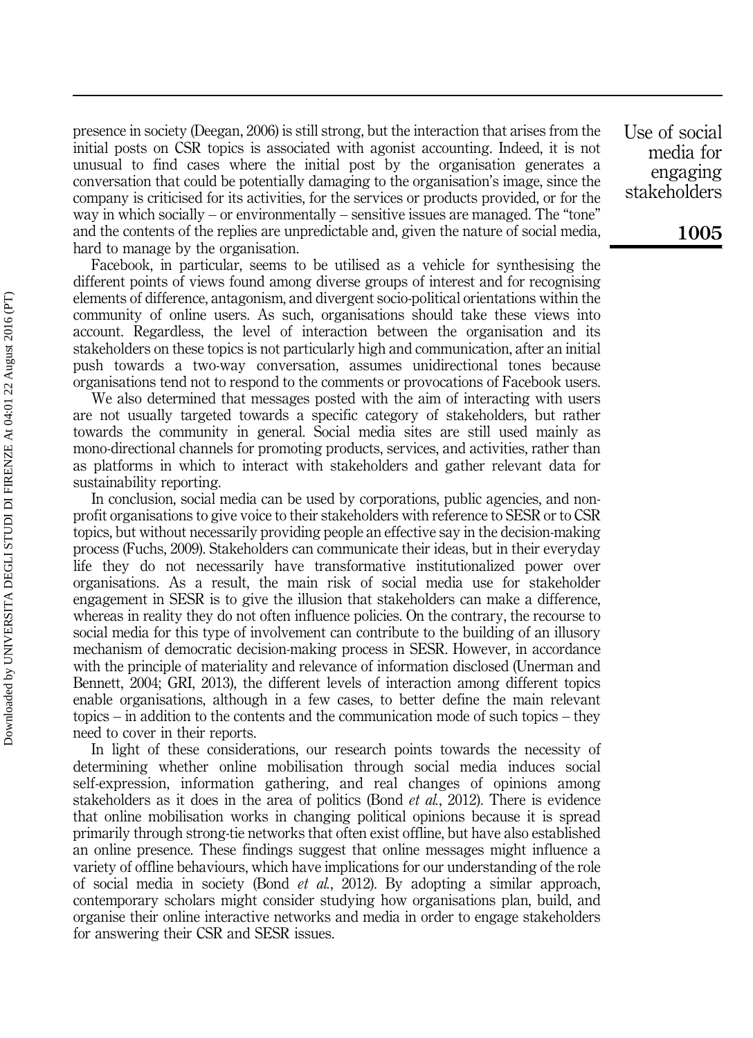presence in society (Deegan, 2006) is still strong, but the interaction that arises from the initial posts on CSR topics is associated with agonist accounting. Indeed, it is not unusual to find cases where the initial post by the organisation generates a conversation that could be potentially damaging to the organisation's image, since the company is criticised for its activities, for the services or products provided, or for the way in which socially – or environmentally – sensitive issues are managed. The "tone" and the contents of the replies are unpredictable and, given the nature of social media, hard to manage by the organisation.

Facebook, in particular, seems to be utilised as a vehicle for synthesising the different points of views found among diverse groups of interest and for recognising elements of difference, antagonism, and divergent socio-political orientations within the community of online users. As such, organisations should take these views into account. Regardless, the level of interaction between the organisation and its stakeholders on these topics is not particularly high and communication, after an initial push towards a two-way conversation, assumes unidirectional tones because organisations tend not to respond to the comments or provocations of Facebook users.

We also determined that messages posted with the aim of interacting with users are not usually targeted towards a specific category of stakeholders, but rather towards the community in general. Social media sites are still used mainly as mono-directional channels for promoting products, services, and activities, rather than as platforms in which to interact with stakeholders and gather relevant data for sustainability reporting.

In conclusion, social media can be used by corporations, public agencies, and non-profit organisations to give voice to their stakeholders with reference to SESR or to CSR topics, but without necessarily providing people an effective say in the decision-making process (Fuchs, 2009). Stakeholders can communicate their ideas, but in their everyday life they do not necessarily have transformative institutionalized power over organisations. As a result, the main risk of social media use for stakeholder engagement in SESR is to give the illusion that stakeholders can make a difference, whereas in reality they do not often influence policies. On the contrary, the recourse to social media for this type of involvement can contribute to the building of an illusory mechanism of democratic decision-making process in SESR. However, in accordance with the principle of materiality and relevance of information disclosed (Unerman and Bennett, 2004; GRI, 2013), the different levels of interaction among different topics enable organisations, although in a few cases, to better define the main relevant topics – in addition to the contents and the communication mode of such topics – they need to cover in their reports.

In light of these considerations, our research points towards the necessity of determining whether online mobilisation through social media induces social self-expression, information gathering, and real changes of opinions among stakeholders as it does in the area of politics (Bond *et al.*, 2012). There is evidence that online mobilisation works in changing political opinions because it is spread primarily through strong-tie networks that often exist offline, but have also established an online presence. These findings suggest that online messages might influence a variety of offline behaviours, which have implications for our understanding of the role of social media in society (Bond *et al.*, 2012). By adopting a similar approach, contemporary scholars might consider studying how organisations plan, build, and organise their online interactive networks and media in order to engage stakeholders for answering their CSR and SESR issues.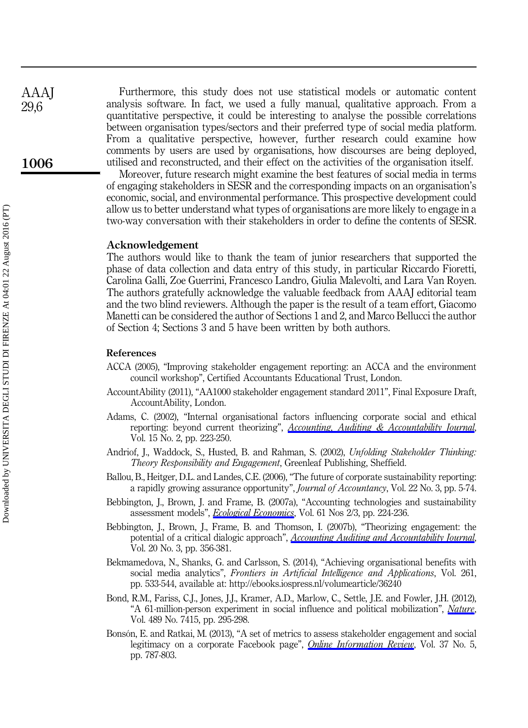Furthermore, this study does not use statistical models or automatic content analysis software. In fact, we used a fully manual, qualitative approach. From a quantitative perspective, it could be interesting to analyse the possible correlations between organisation types/sectors and their preferred type of social media platform. From a qualitative perspective, however, further research could examine how comments by users are used by organisations, how discourses are being deployed, utilised and reconstructed, and their effect on the activities of the organisation itself.

Moreover, future research might examine the best features of social media in terms of engaging stakeholders in SESR and the corresponding impacts on an organisation's economic, social, and environmental performance. This prospective development could allow us to better understand what types of organisations are more likely to engage in a two-way conversation with their stakeholders in order to define the contents of SESR.

## Acknowledgement

The authors would like to thank the team of junior researchers that supported the phase of data collection and data entry of this study, in particular Riccardo Fioretti, Carolina Galli, Zoe Guerrini, Francesco Landro, Giulia Malevolti, and Lara Van Royen. The authors gratefully acknowledge the valuable feedback from AAAJ editorial team and the two blind reviewers. Although the paper is the result of a team effort, Giacomo Manetti can be considered the author of Sections 1 and 2, and Marco Bellucci the author of Section 4; Sections 3 and 5 have been written by both authors.

### References

ACCA (2005), "Improving stakeholder engagement reporting: an ACCA and the environment council workshop", Certified Accountants Educational Trust, London.

AccountAbility (2011), "AA1000 stakeholder engagement standard 2011", Final Exposure Draft, AccountAbility, London.

Adams, C. (2002), "Internal organisational factors influencing corporate social and ethical reporting: beyond current theorizing", *Accounting, Auditing & Accountability Journal*, Vol. 15 No. 2, pp. 223-250.

Andriof, J., Waddock, S., Husted, B. and Rahman, S. (2002), *Unfolding Stakeholder Thinking: Theory Responsibility and Engagement*, Greenleaf Publishing, Sheffield.

Ballou, B., Heitger, D.L. and Landes, C.E. (2006), "The future of corporate sustainability reporting: a rapidly growing assurance opportunity", *Journal of Accountancy*, Vol. 22 No. 3, pp. 5-74.

Bebbington, J., Brown, J. and Frame, B. (2007a), "Accounting technologies and sustainability assessment models", *Ecological Economics*, Vol. 61 Nos 2/3, pp. 224-236.

Bebbington, J., Brown, J., Frame, B. and Thomson, I. (2007b), "Theorizing engagement: the potential of a critical dialogic approach", *Accounting Auditing and Accountability Journal*, Vol. 20 No. 3, pp. 356-381.

Bekmamedova, N., Shanks, G. and Carlsson, S. (2014), "Achieving organisational benefits with social media analytics", *Frontiers in Artificial Intelligence and Applications*, Vol. 261, pp. 533-544, available at: http://ebooks.iospress.nl/volumearticle/36240

Bond, R.M., Fariss, C.J., Jones, J.J., Kramer, A.D., Marlow, C., Settle, J.E. and Fowler, J.H. (2012), "A 61-million-person experiment in social influence and political mobilization", *Nature*, Vol. 489 No. 7415, pp. 295-298.

Bonsón, E. and Ratkai, M. (2013), "A set of metrics to assess stakeholder engagement and social legitimacy on a corporate Facebook page", *Online Information Review*, Vol. 37 No. 5, pp. 787-803.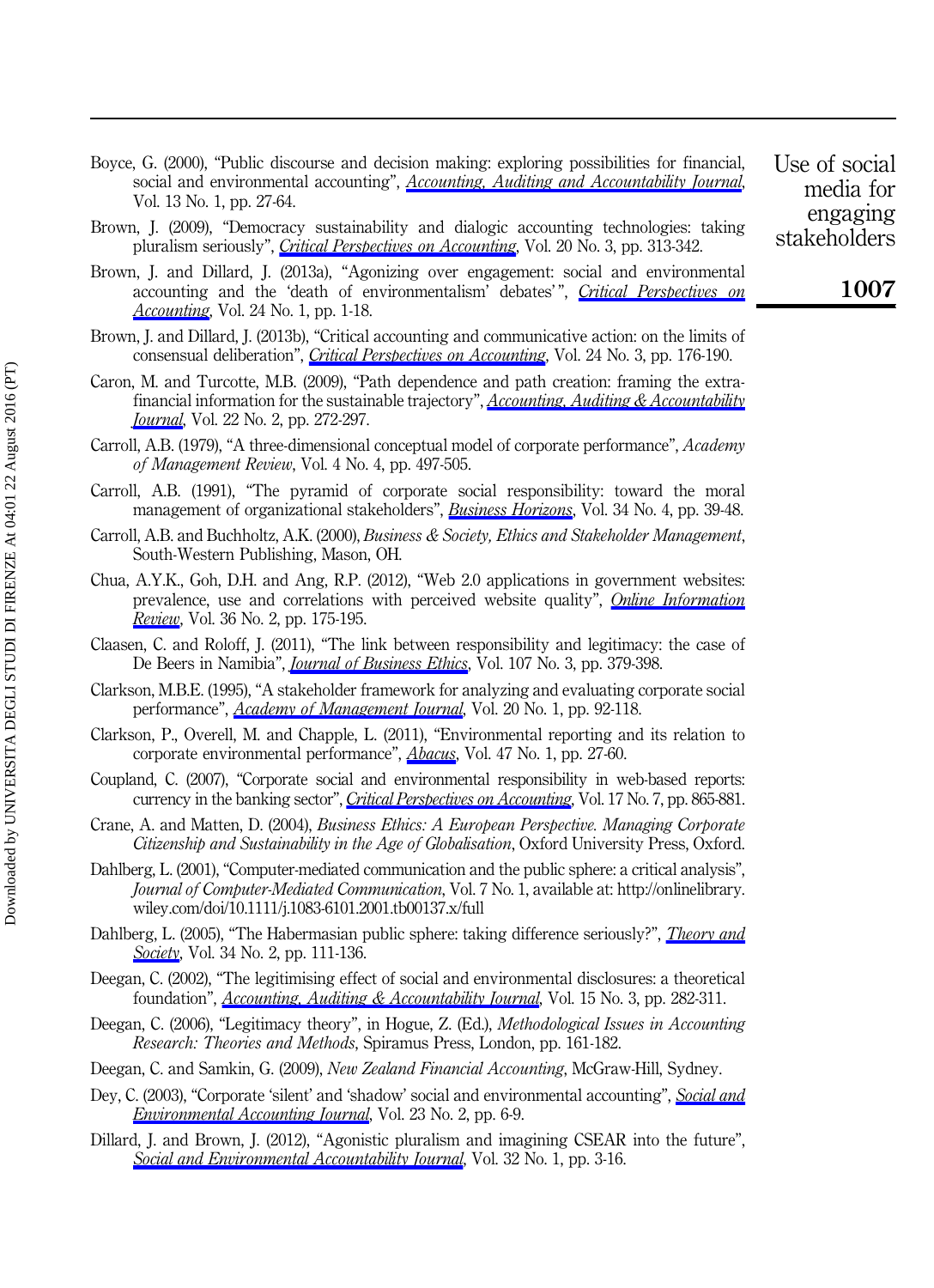Boyce, G. (2000), "Public discourse and decision making: exploring possibilities for financial, social and environmental accounting", *Accounting, Auditing and Accountability Journal*, Vol. 13 No. 1, pp. 27-64.

Brown, J. (2009), "Democracy sustainability and dialogic accounting technologies: taking pluralism seriously", *Critical Perspectives on Accounting*, Vol. 20 No. 3, pp. 313-342.

Brown, J. and Dillard, J. (2013a), "Agonizing over engagement: social and environmental accounting and the 'death of environmentalism' debates'", *Critical Perspectives on Accounting*, Vol. 24 No. 1, pp. 1-18.

Brown, J. and Dillard, J. (2013b), "Critical accounting and communicative action: on the limits of consensual deliberation", *Critical Perspectives on Accounting*, Vol. 24 No. 3, pp. 176-190.

Caron, M. and Turcotte, M.B. (2009), "Path dependence and path creation: framing the extra-financial information for the sustainable trajectory", *Accounting, Auditing & Accountability Journal*, Vol. 22 No. 2, pp. 272-297.

Carroll, A.B. (1979), "A three-dimensional conceptual model of corporate performance", *Academy of Management Review*, Vol. 4 No. 4, pp. 497-505.

Carroll, A.B. (1991), "The pyramid of corporate social responsibility: toward the moral management of organizational stakeholders", *Business Horizons*, Vol. 34 No. 4, pp. 39-48.

Carroll, A.B. and Buchholtz, A.K. (2000), *Business & Society, Ethics and Stakeholder Management*, South-Western Publishing, Mason, OH.

Chua, A.Y.K., Goh, D.H. and Ang, R.P. (2012), "Web 2.0 applications in government websites: prevalence, use and correlations with perceived website quality", *Online Information Review*, Vol. 36 No. 2, pp. 175-195.

Claasen, C. and Roloff, J. (2011), "The link between responsibility and legitimacy: the case of De Beers in Namibia", *Journal of Business Ethics*, Vol. 107 No. 3, pp. 379-398.

Clarkson, M.B.E. (1995), "A stakeholder framework for analyzing and evaluating corporate social performance", *Academy of Management Journal*, Vol. 20 No. 1, pp. 92-118.

Clarkson, P., Overell, M. and Chapple, L. (2011), "Environmental reporting and its relation to corporate environmental performance", *Abacus*, Vol. 47 No. 1, pp. 27-60.

Coupland, C. (2007), "Corporate social and environmental responsibility in web-based reports: currency in the banking sector", *Critical Perspectives on Accounting*, Vol. 17 No. 7, pp. 865-881.

Crane, A. and Matten, D. (2004), *Business Ethics: A European Perspective. Managing Corporate Citizenship and Sustainability in the Age of Globalisation*, Oxford University Press, Oxford.

Dahlberg, L. (2001), "Computer-mediated communication and the public sphere: a critical analysis", *Journal of Computer-Mediated Communication*, Vol. 7 No. 1, available at: http://onlinelibrary.wiley.com/doi/10.1111/j.1083-6101.2001.tb00137.x/full

Dahlberg, L. (2005), "The Habermasian public sphere: taking difference seriously?", *Theory and Society*, Vol. 34 No. 2, pp. 111-136.

Deegan, C. (2002), "The legitimising effect of social and environmental disclosures: a theoretical foundation", *Accounting, Auditing & Accountability Journal*, Vol. 15 No. 3, pp. 282-311.

Deegan, C. (2006), "Legitimacy theory", in Hogue, Z. (Ed.), *Methodological Issues in Accounting Research: Theories and Methods*, Spiramus Press, London, pp. 161-182.

Deegan, C. and Samkin, G. (2009), *New Zealand Financial Accounting*, McGraw-Hill, Sydney.

Dey, C. (2003), "Corporate 'silent' and 'shadow' social and environmental accounting", *Social and Environmental Accounting Journal*, Vol. 23 No. 2, pp. 6-9.

Dillard, J. and Brown, J. (2012), "Agonistic pluralism and imagining CSEAR into the future", *Social and Environmental Accountability Journal*, Vol. 32 No. 1, pp. 3-16.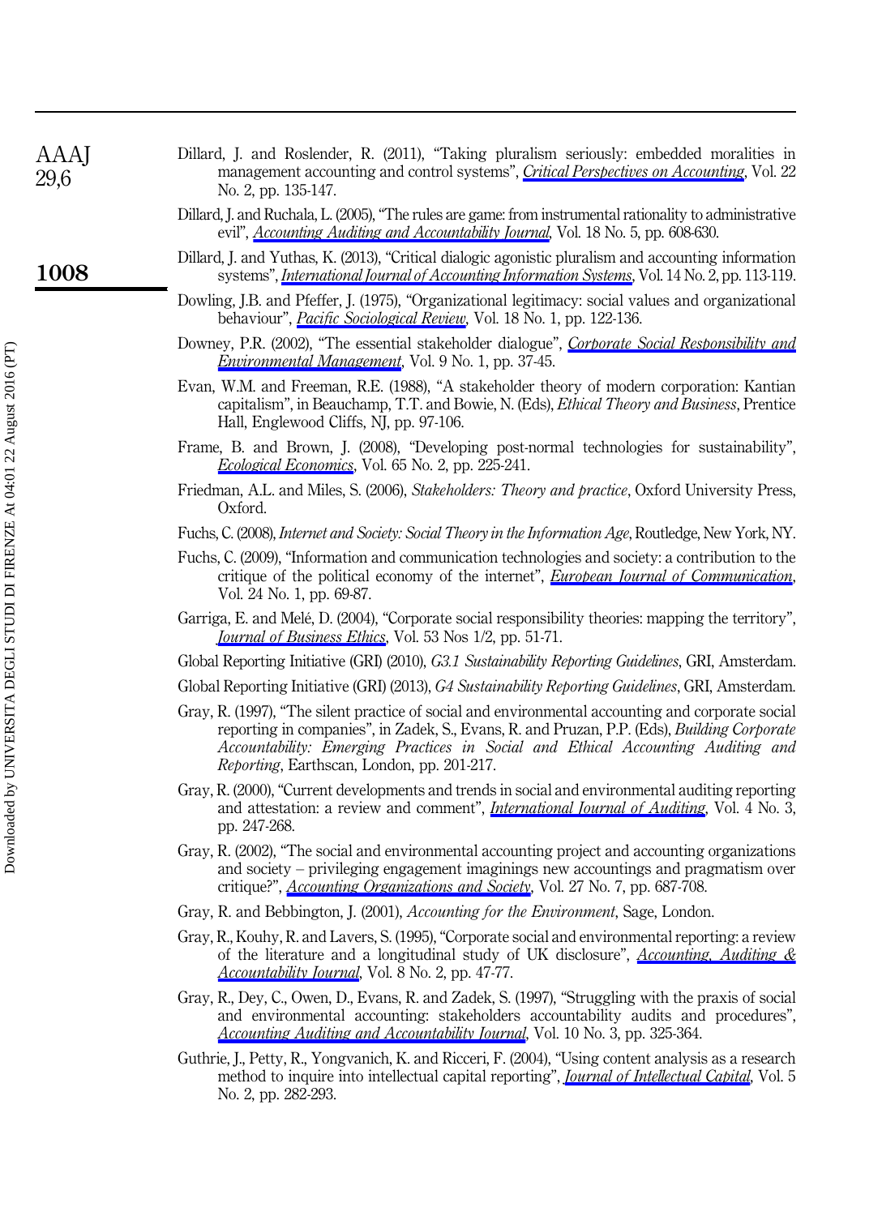Dillard, J. and Roslender, R. (2011), "Taking pluralism seriously: embedded moralities in management accounting and control systems", *Critical Perspectives on Accounting*, Vol. 22 No. 2, pp. 135-147.

Dillard, J. and Ruchala, L. (2005), "The rules are game: from instrumental rationality to administrative evil", *Accounting Auditing and Accountability Journal*, Vol. 18 No. 5, pp. 608-630.

Dillard, J. and Yuthas, K. (2013), "Critical dialogic agonistic pluralism and accounting information systems", *International Journal of Accounting Information Systems*, Vol. 14 No. 2, pp. 113-119.

Dowling, J.B. and Pfeffer, J. (1975), "Organizational legitimacy: social values and organizational behaviour", *Pacific Sociological Review*, Vol. 18 No. 1, pp. 122-136.

Downey, P.R. (2002), "The essential stakeholder dialogue", *Corporate Social Responsibility and Environmental Management*, Vol. 9 No. 1, pp. 37-45.

Evan, W.M. and Freeman, R.E. (1988), "A stakeholder theory of modern corporation: Kantian capitalism", in Beauchamp, T.T. and Bowie, N. (Eds), *Ethical Theory and Business*, Prentice Hall, Englewood Cliffs, NJ, pp. 97-106.

Frame, B. and Brown, J. (2008), "Developing post-normal technologies for sustainability", *Ecological Economics*, Vol. 65 No. 2, pp. 225-241.

Friedman, A.L. and Miles, S. (2006), *Stakeholders: Theory and practice*, Oxford University Press, Oxford.

Fuchs, C. (2008), *Internet and Society: Social Theory in the Information Age*, Routledge, New York, NY.

Fuchs, C. (2009), "Information and communication technologies and society: a contribution to the critique of the political economy of the internet", *European Journal of Communication*, Vol. 24 No. 1, pp. 69-87.

Garriga, E. and Melé, D. (2004), "Corporate social responsibility theories: mapping the territory", *Journal of Business Ethics*, Vol. 53 Nos 1/2, pp. 51-71.

Global Reporting Initiative (GRI) (2010), *G3.1 Sustainability Reporting Guidelines*, GRI, Amsterdam.

Global Reporting Initiative (GRI) (2013), *G4 Sustainability Reporting Guidelines*, GRI, Amsterdam.

Gray, R. (1997), "The silent practice of social and environmental accounting and corporate social reporting in companies", in Zadek, S., Evans, R. and Pruzan, P.P. (Eds), *Building Corporate Accountability: Emerging Practices in Social and Ethical Accounting Auditing and Reporting*, Earthscan, London, pp. 201-217.

Gray, R. (2000), "Current developments and trends in social and environmental auditing reporting and attestation: a review and comment", *International Journal of Auditing*, Vol. 4 No. 3, pp. 247-268.

Gray, R. (2002), "The social and environmental accounting project and accounting organizations and society – privileging engagement imaginings new accountings and pragmatism over critique?", *Accounting Organizations and Society*, Vol. 27 No. 7, pp. 687-708.

Gray, R. and Bebbington, J. (2001), *Accounting for the Environment*, Sage, London.

Gray, R., Kouhy, R. and Lavers, S. (1995), "Corporate social and environmental reporting: a review of the literature and a longitudinal study of UK disclosure", *Accounting, Auditing & Accountability Journal*, Vol. 8 No. 2, pp. 47-77.

Gray, R., Dey, C., Owen, D., Evans, R. and Zadek, S. (1997), "Struggling with the praxis of social and environmental accounting: stakeholders accountability audits and procedures", *Accounting Auditing and Accountability Journal*, Vol. 10 No. 3, pp. 325-364.

Guthrie, J., Petty, R., Yongvanich, K. and Ricceri, F. (2004), "Using content analysis as a research method to inquire into intellectual capital reporting", *Journal of Intellectual Capital*, Vol. 5 No. 2, pp. 282-293.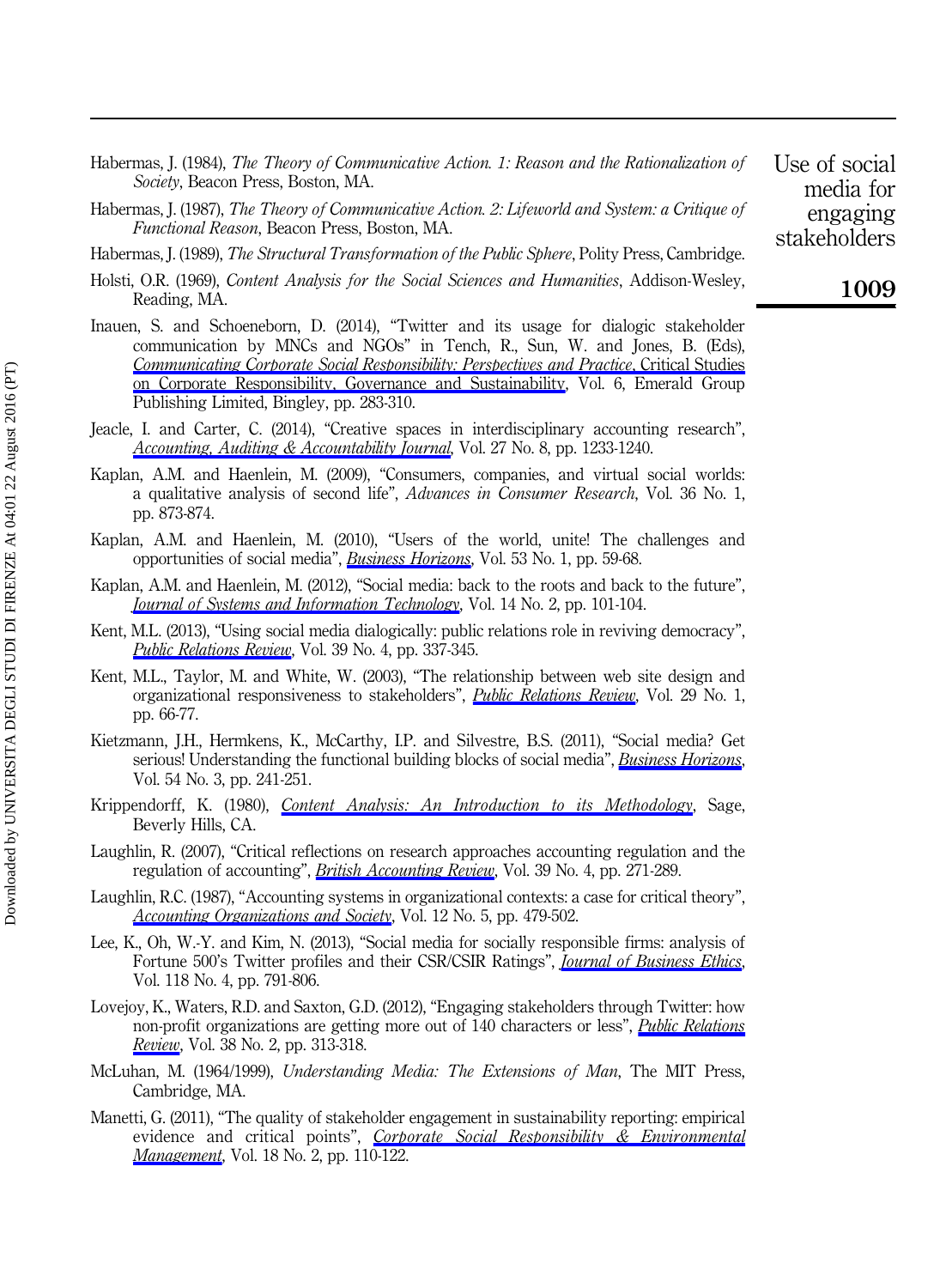Habermas, J. (1984), *The Theory of Communicative Action. 1: Reason and the Rationalization of Society*, Beacon Press, Boston, MA.

Habermas, J. (1987), *The Theory of Communicative Action. 2: Lifeworld and System: a Critique of Functional Reason*, Beacon Press, Boston, MA.

Habermas, J. (1989), *The Structural Transformation of the Public Sphere*, Polity Press, Cambridge.

Holsti, O.R. (1969), *Content Analysis for the Social Sciences and Humanities*, Addison-Wesley, Reading, MA.

Inauen, S. and Schoeneborn, D. (2014), "Twitter and its usage for dialogic stakeholder communication by MNCs and NGOs" in Tench, R., Sun, W. and Jones, B. (Eds), *Communicating Corporate Social Responsibility: Perspectives and Practice*, Critical Studies on Corporate Responsibility, Governance and Sustainability, Vol. 6, Emerald Group Publishing Limited, Bingley, pp. 283-310.

Jeacle, I. and Carter, C. (2014), "Creative spaces in interdisciplinary accounting research", *Accounting, Auditing & Accountability Journal*, Vol. 27 No. 8, pp. 1233-1240.

Kaplan, A.M. and Haenlein, M. (2009), "Consumers, companies, and virtual social worlds: a qualitative analysis of second life", *Advances in Consumer Research*, Vol. 36 No. 1, pp. 873-874.

Kaplan, A.M. and Haenlein, M. (2010), "Users of the world, unite! The challenges and opportunities of social media", *Business Horizons*, Vol. 53 No. 1, pp. 59-68.

Kaplan, A.M. and Haenlein, M. (2012), "Social media: back to the roots and back to the future", *Journal of Systems and Information Technology*, Vol. 14 No. 2, pp. 101-104.

Kent, M.L. (2013), "Using social media dialogically: public relations role in reviving democracy", *Public Relations Review*, Vol. 39 No. 4, pp. 337-345.

Kent, M.L., Taylor, M. and White, W. (2003), "The relationship between web site design and organizational responsiveness to stakeholders", *Public Relations Review*, Vol. 29 No. 1, pp. 66-77.

Kietzmann, J.H., Hermkens, K., McCarthy, I.P. and Silvestre, B.S. (2011), "Social media? Get serious! Understanding the functional building blocks of social media", *Business Horizons*, Vol. 54 No. 3, pp. 241-251.

Krippendorff, K. (1980), *Content Analysis: An Introduction to its Methodology*, Sage, Beverly Hills, CA.

Laughlin, R. (2007), "Critical reflections on research approaches accounting regulation and the regulation of accounting", *British Accounting Review*, Vol. 39 No. 4, pp. 271-289.

Laughlin, R.C. (1987), "Accounting systems in organizational contexts: a case for critical theory", *Accounting Organizations and Society*, Vol. 12 No. 5, pp. 479-502.

Lee, K., Oh, W.-Y. and Kim, N. (2013), "Social media for socially responsible firms: analysis of Fortune 500's Twitter profiles and their CSR/CSIR Ratings", *Journal of Business Ethics*, Vol. 118 No. 4, pp. 791-806.

Lovejoy, K., Waters, R.D. and Saxton, G.D. (2012), "Engaging stakeholders through Twitter: how non-profit organizations are getting more out of 140 characters or less", *Public Relations Review*, Vol. 38 No. 2, pp. 313-318.

McLuhan, M. (1964/1999), *Understanding Media: The Extensions of Man*, The MIT Press, Cambridge, MA.

Manetti, G. (2011), "The quality of stakeholder engagement in sustainability reporting: empirical evidence and critical points", *Corporate Social Responsibility & Environmental Management*, Vol. 18 No. 2, pp. 110-122.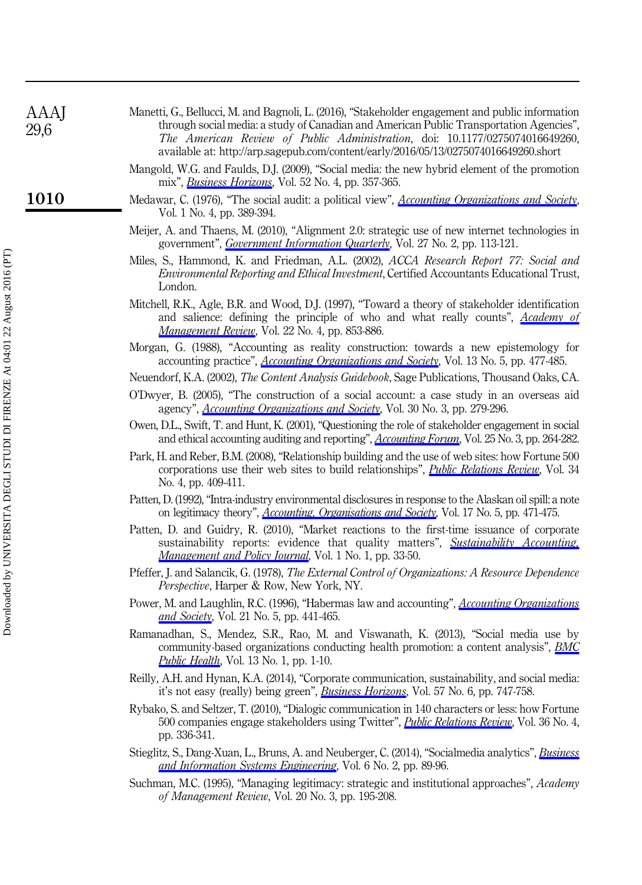Manetti, G., Bellucci, M. and Bagnoli, L. (2016), "Stakeholder engagement and public information through social media: a study of Canadian and American Public Transportation Agencies", *The American Review of Public Administration*, doi: 10.1177/0275074016649260, available at: http://arp.sagepub.com/content/early/2016/05/13/0275074016649260.short

Mangold, W.G. and Faulds, D.J. (2009), "Social media: the new hybrid element of the promotion mix", *Business Horizons*, Vol. 52 No. 4, pp. 357-365.

Medawar, C. (1976), "The social audit: a political view", *Accounting Organizations and Society*, Vol. 1 No. 4, pp. 389-394.

Meijer, A. and Thaens, M. (2010), "Alignment 2.0: strategic use of new internet technologies in government", *Government Information Quarterly*, Vol. 27 No. 2, pp. 113-121.

Miles, S., Hammond, K. and Friedman, A.L. (2002), *ACCA Research Report 77: Social and Environmental Reporting and Ethical Investment*, Certified Accountants Educational Trust, London.

Mitchell, R.K., Agle, B.R. and Wood, D.J. (1997), "Toward a theory of stakeholder identification and salience: defining the principle of who and what really counts", *Academy of Management Review*, Vol. 22 No. 4, pp. 853-886.

Morgan, G. (1988), "Accounting as reality construction: towards a new epistemology for accounting practice", *Accounting Organizations and Society*, Vol. 13 No. 5, pp. 477-485.

Neuendorf, K.A. (2002), *The Content Analysis Guidebook*, Sage Publications, Thousand Oaks, CA.

O'Dwyer, B. (2005), "The construction of a social account: a case study in an overseas aid agency", *Accounting Organizations and Society*, Vol. 30 No. 3, pp. 279-296.

Owen, D.L., Swift, T. and Hunt, K. (2001), "Questioning the role of stakeholder engagement in social and ethical accounting auditing and reporting", *Accounting Forum*, Vol. 25 No. 3, pp. 264-282.

Park, H. and Reber, B.M. (2008), "Relationship building and the use of web sites: how Fortune 500 corporations use their web sites to build relationships", *Public Relations Review*, Vol. 34 No. 4, pp. 409-411.

Patten, D. (1992), "Intra-industry environmental disclosures in response to the Alaskan oil spill: a note on legitimacy theory", *Accounting, Organisations and Society*, Vol. 17 No. 5, pp. 471-475.

Patten, D. and Guidry, R. (2010), "Market reactions to the first-time issuance of corporate sustainability reports: evidence that quality matters", *Sustainability Accounting, Management and Policy Journal*, Vol. 1 No. 1, pp. 33-50.

Pfeffer, J. and Salancik, G. (1978), *The External Control of Organizations: A Resource Dependence Perspective*, Harper & Row, New York, NY.

Power, M. and Laughlin, R.C. (1996), "Habermas law and accounting", *Accounting Organizations and Society*, Vol. 21 No. 5, pp. 441-465.

Ramanadhan, S., Mendez, S.R., Rao, M. and Viswanath, K. (2013), "Social media use by community-based organizations conducting health promotion: a content analysis", *BMC Public Health*, Vol. 13 No. 1, pp. 1-10.

Reilly, A.H. and Hynan, K.A. (2014), "Corporate communication, sustainability, and social media: it's not easy (really) being green", *Business Horizons*, Vol. 57 No. 6, pp. 747-758.

Rybako, S. and Seltzer, T. (2010), "Dialogic communication in 140 characters or less: how Fortune 500 companies engage stakeholders using Twitter", *Public Relations Review*, Vol. 36 No. 4, pp. 336-341.

Stieglitz, S., Dang-Xuan, L., Bruns, A. and Neuberger, C. (2014), "Socialmedia analytics", *Business and Information Systems Engineering*, Vol. 6 No. 2, pp. 89-96.

Suchman, M.C. (1995), "Managing legitimacy: strategic and institutional approaches", *Academy of Management Review*, Vol. 20 No. 3, pp. 195-208.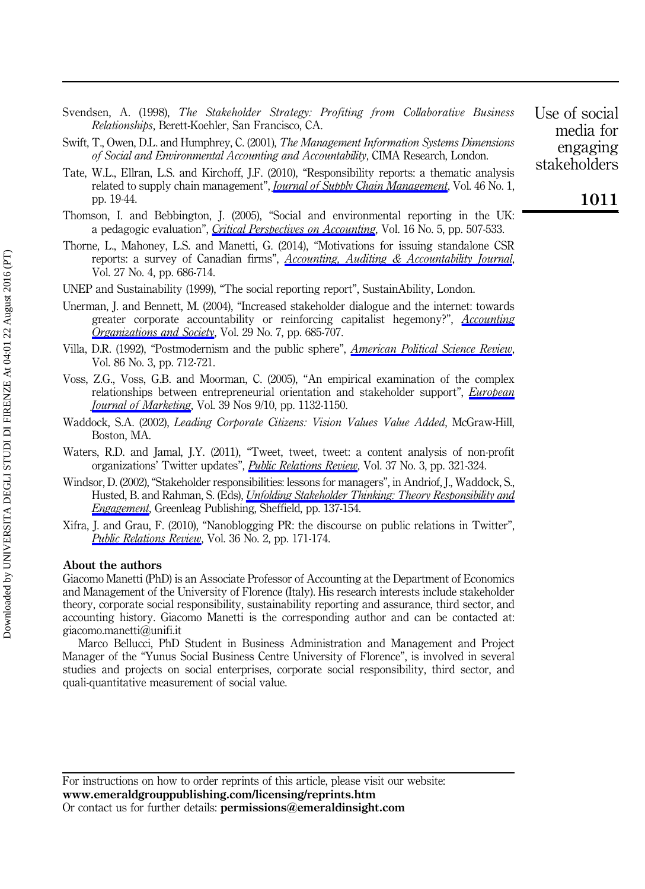Svendsen, A. (1998), *The Stakeholder Strategy: Profiting from Collaborative Business Relationships*, Berett-Koehler, San Francisco, CA.

Swift, T., Owen, D.L. and Humphrey, C. (2001), *The Management Information Systems Dimensions of Social and Environmental Accounting and Accountability*, CIMA Research, London.

Tate, W.L., Ellran, L.S. and Kirchoff, J.F. (2010), "Responsibility reports: a thematic analysis related to supply chain management", *Journal of Supply Chain Management*, Vol. 46 No. 1, pp. 19-44.

Thomson, I. and Bebbington, J. (2005), "Social and environmental reporting in the UK: a pedagogic evaluation", *Critical Perspectives on Accounting*, Vol. 16 No. 5, pp. 507-533.

Thorne, L., Mahoney, L.S. and Manetti, G. (2014), "Motivations for issuing standalone CSR reports: a survey of Canadian firms", *Accounting, Auditing & Accountability Journal*, Vol. 27 No. 4, pp. 686-714.

UNEP and Sustainability (1999), "The social reporting report", SustainAbility, London.

Unerman, J. and Bennett, M. (2004), "Increased stakeholder dialogue and the internet: towards greater corporate accountability or reinforcing capitalist hegemony?", *Accounting Organizations and Society*, Vol. 29 No. 7, pp. 685-707.

Villa, D.R. (1992), "Postmodernism and the public sphere", *American Political Science Review*, Vol. 86 No. 3, pp. 712-721.

Voss, Z.G., Voss, G.B. and Moorman, C. (2005), "An empirical examination of the complex relationships between entrepreneurial orientation and stakeholder support", *European Journal of Marketing*, Vol. 39 Nos 9/10, pp. 1132-1150.

Waddock, S.A. (2002), *Leading Corporate Citizens: Vision Values Value Added*, McGraw-Hill, Boston, MA.

Waters, R.D. and Jamal, J.Y. (2011), "Tweet, tweet, tweet: a content analysis of non-profit organizations' Twitter updates", *Public Relations Review*, Vol. 37 No. 3, pp. 321-324.

Windsor, D. (2002), "Stakeholder responsibilities: lessons for managers", in Andriof, J., Waddock, S., Husted, B. and Rahman, S. (Eds), *Unfolding Stakeholder Thinking: Theory Responsibility and Engagement*, Greenleag Publishing, Sheffield, pp. 137-154.

Xifra, J. and Grau, F. (2010), "Nanoblogging PR: the discourse on public relations in Twitter", *Public Relations Review*, Vol. 36 No. 2, pp. 171-174.

### About the authors

Giacomo Manetti (PhD) is an Associate Professor of Accounting at the Department of Economics and Management of the University of Florence (Italy). His research interests include stakeholder theory, corporate social responsibility, sustainability reporting and assurance, third sector, and accounting history. Giacomo Manetti is the corresponding author and can be contacted at: giacomo.manetti@unifi.it

Marco Bellucci, PhD Student in Business Administration and Management and Project Manager of the "Yunus Social Business Centre University of Florence", is involved in several studies and projects on social enterprises, corporate social responsibility, third sector, and quali-quantitative measurement of social value.

For instructions on how to order reprints of this article, please visit our website:
**www.emeraldgrouppublishing.com/licensing/reprints.htm**
Or contact us for further details: **permissions@emeraldinsight.com**